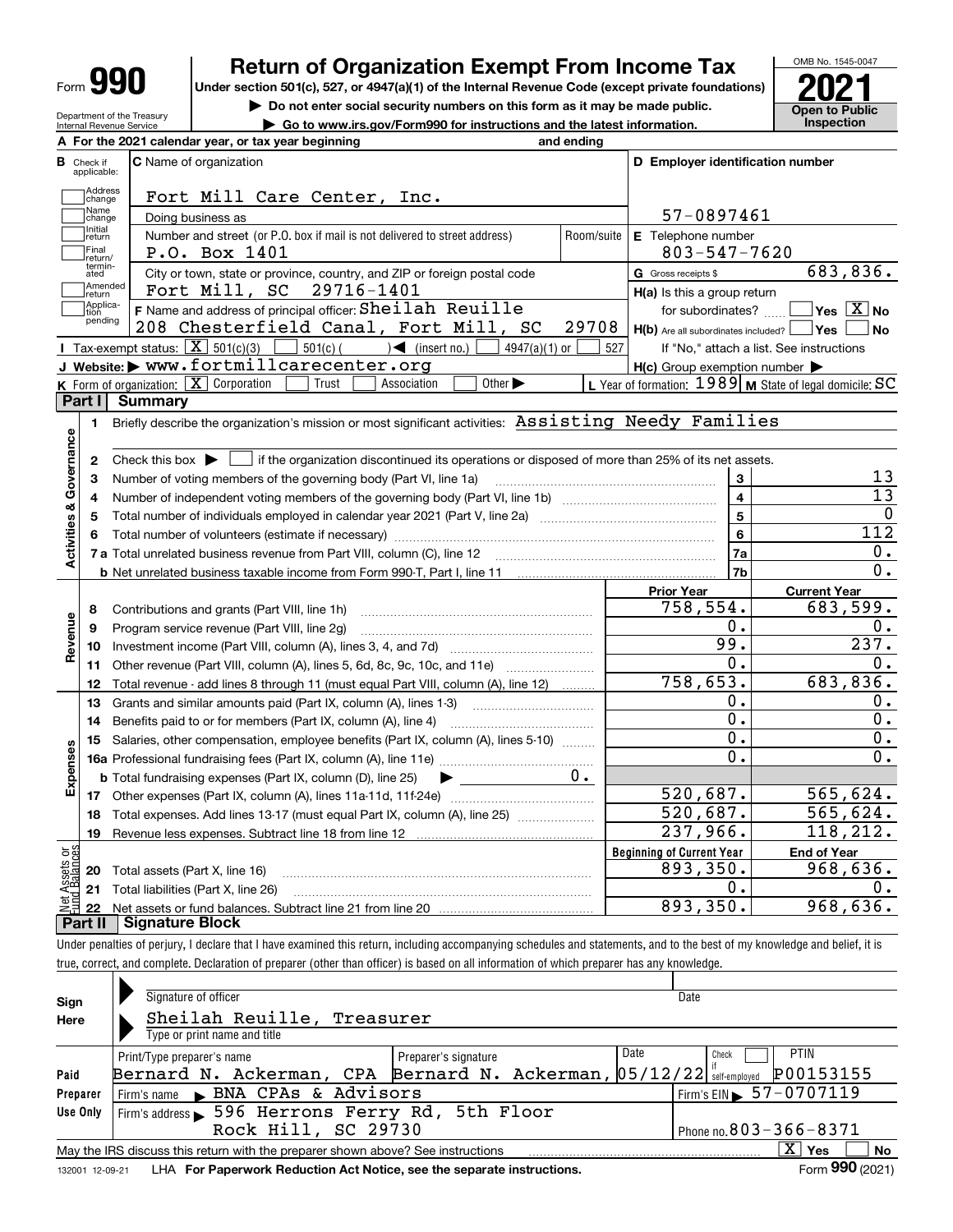# Form 990 — Return of Organization Exempt From Income Tax (2021)

Under section 501(c), 527, or 4947(a)(1) of the Internal Revenue Code (except private foundations)

▶ Do not enter social security numbers on this form as it may be made public.

▶ Go to www.irs.gov/Form990 for instructions and the latest information.

OMB No. 1545-0047 — Open to Public Inspection

Department of the Treasury, Internal Revenue Service

**A** For the 2021 calendar year, or tax year beginning and ending

**B** Check if applicable: Address change, Name change, Initial return, Final return/terminated, Amended return, Application pending

**C** Name of organization: Fort Mill Care Center, Inc.

Doing business as

Number and street (or P.O. box if mail is not delivered to street address): P.O. Box 1401 — Room/suite

City or town, state or province, country, and ZIP or foreign postal code: Fort Mill, SC 29716-1401

**D** Employer identification number: 57-0897461

**E** Telephone number: 803-547-7620

**G** Gross receipts $ 683,836.

**F** Name and address of principal officer: Sheilah Reuille, 208 Chesterfield Canal, Fort Mill, SC 29708

**H(a)** Is this a group return for subordinates? Yes [ ] No [X]

**H(b)** Are all subordinates included? Yes [ ] No [ ] — If "No," attach a list. See instructions

**H(c)** Group exemption number ▶

**I** Tax-exempt status: [X] 501(c)(3) [ ] 501(c) ( ) ◀ (insert no.) [ ] 4947(a)(1) or [ ] 527

**J** Website: ▶ www.fortmillcarecenter.org

**K** Form of organization: [X] Corporation [ ] Trust [ ] Association [ ] Other ▶

**L** Year of formation: 1989 **M** State of legal domicile: SC

## Part I Summary

**Activities & Governance**

1 Briefly describe the organization's mission or most significant activities: Assisting Needy Families

2 Check this box ▶ [ ] if the organization discontinued its operations or disposed of more than 25% of its net assets.

| Line | Description | | Value |
|---|---|---|---|
| 3 | Number of voting members of the governing body (Part VI, line 1a) | 3 | 13 |
| 4 | Number of independent voting members of the governing body (Part VI, line 1b) | 4 | 13 |
| 5 | Total number of individuals employed in calendar year 2021 (Part V, line 2a) | 5 | 0 |
| 6 | Total number of volunteers (estimate if necessary) | 6 | 112 |
| 7a | Total unrelated business revenue from Part VIII, column (C), line 12 | 7a | 0. |
| b | Net unrelated business taxable income from Form 990-T, Part I, line 11 | 7b | 0. |

| Line | Description | Prior Year | Current Year |
|---|---|---|---|
| **Revenue** | | | |
| 8 | Contributions and grants (Part VIII, line 1h) | 758,554. | 683,599. |
| 9 | Program service revenue (Part VIII, line 2g) | 0. | 0. |
| 10 | Investment income (Part VIII, column (A), lines 3, 4, and 7d) | 99. | 237. |
| 11 | Other revenue (Part VIII, column (A), lines 5, 6d, 8c, 9c, 10c, and 11e) | 0. | 0. |
| 12 | Total revenue - add lines 8 through 11 (must equal Part VIII, column (A), line 12) | 758,653. | 683,836. |
| **Expenses** | | | |
| 13 | Grants and similar amounts paid (Part IX, column (A), lines 1-3) | 0. | 0. |
| 14 | Benefits paid to or for members (Part IX, column (A), line 4) | 0. | 0. |
| 15 | Salaries, other compensation, employee benefits (Part IX, column (A), lines 5-10) | 0. | 0. |
| 16a | Professional fundraising fees (Part IX, column (A), line 11e) | 0. | 0. |
| b | Total fundraising expenses (Part IX, column (D), line 25) ▶ 0. | | |
| 17 | Other expenses (Part IX, column (A), lines 11a-11d, 11f-24e) | 520,687. | 565,624. |
| 18 | Total expenses. Add lines 13-17 (must equal Part IX, column (A), line 25) | 520,687. | 565,624. |
| 19 | Revenue less expenses. Subtract line 18 from line 12 | 237,966. | 118,212. |

| Line | Net Assets or Fund Balances | Beginning of Current Year | End of Year |
|---|---|---|---|
| 20 | Total assets (Part X, line 16) | 893,350. | 968,636. |
| 21 | Total liabilities (Part X, line 26) | 0. | 0. |
| 22 | Net assets or fund balances. Subtract line 21 from line 20 | 893,350. | 968,636. |

## Part II Signature Block

Under penalties of perjury, I declare that I have examined this return, including accompanying schedules and statements, and to the best of my knowledge and belief, it is true, correct, and complete. Declaration of preparer (other than officer) is based on all information of which preparer has any knowledge.

**Sign Here**

Signature of officer — Date

Sheilah Reuille, Treasurer

Type or print name and title

**Paid Preparer Use Only**

| Print/Type preparer's name | Preparer's signature | Date | Check if self-employed | PTIN |
|---|---|---|---|---|
| Bernard N. Ackerman, CPA | Bernard N. Ackerman, | 05/12/22 | [ ] | P00153155 |

Firm's name ▶ BNA CPAs & Advisors — Firm's EIN ▶ 57-0707119

Firm's address ▶ 596 Herrons Ferry Rd, 5th Floor, Rock Hill, SC 29730 — Phone no. 803-366-8371

May the IRS discuss this return with the preparer shown above? See instructions [X] Yes [ ] No

132001 12-09-21 LHA For Paperwork Reduction Act Notice, see the separate instructions. Form 990 (2021)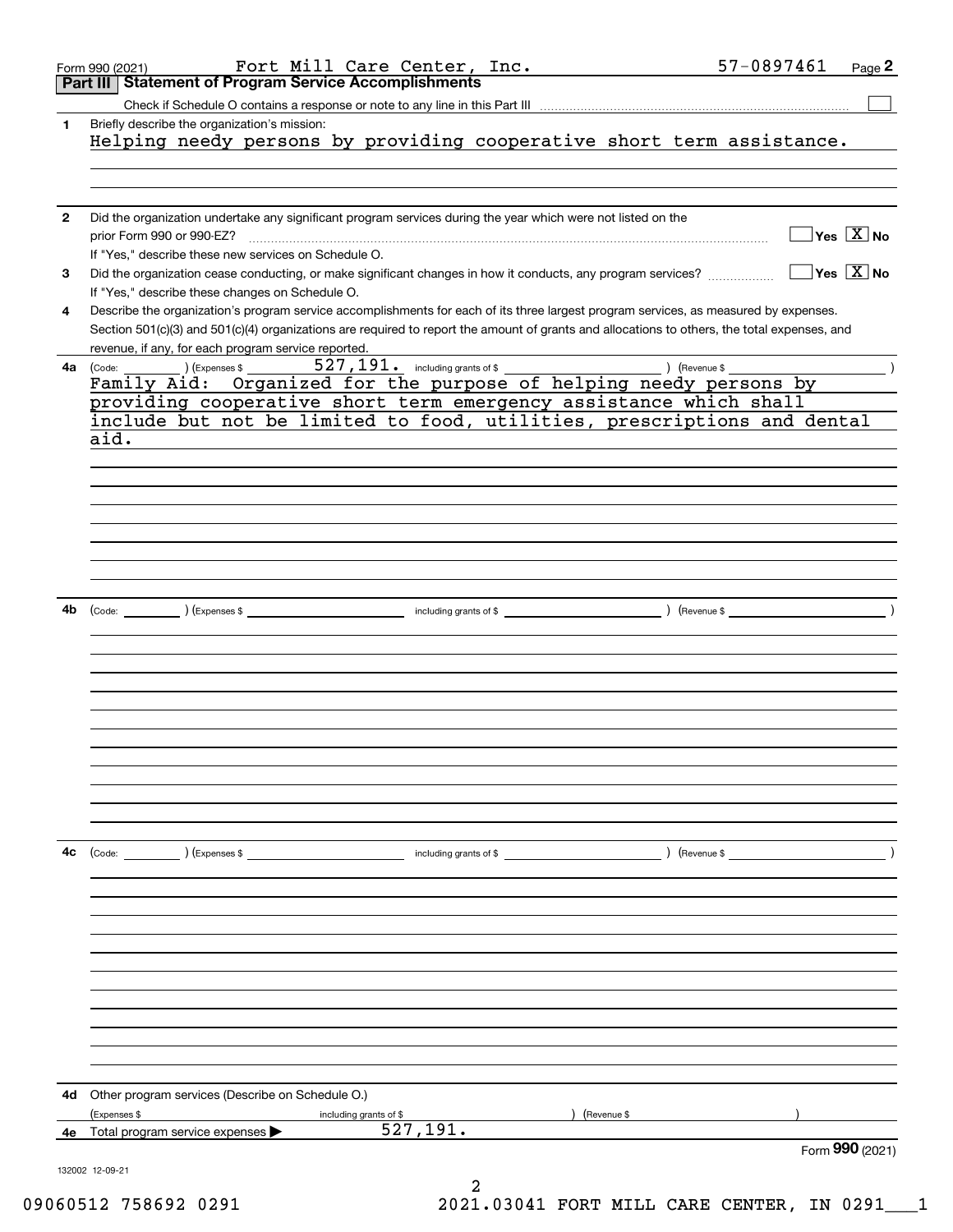Form 990 (2021) Fort Mill Care Center, Inc. 57-0897461 Page 2

## Part III Statement of Program Service Accomplishments

Check if Schedule O contains a response or note to any line in this Part III ☐

**1** Briefly describe the organization's mission:

Helping needy persons by providing cooperative short term assistance.

**2** Did the organization undertake any significant program services during the year which were not listed on the prior Form 990 or 990-EZ? ☐ Yes ☒ No

If "Yes," describe these new services on Schedule O.

**3** Did the organization cease conducting, or make significant changes in how it conducts, any program services? ☐ Yes ☒ No

If "Yes," describe these changes on Schedule O.

**4** Describe the organization's program service accomplishments for each of its three largest program services, as measured by expenses. Section 501(c)(3) and 501(c)(4) organizations are required to report the amount of grants and allocations to others, the total expenses, and revenue, if any, for each program service reported.

**4a** (Code: ) (Expenses $ 527,191. including grants of $ ) (Revenue $ )

Family Aid: Organized for the purpose of helping needy persons by providing cooperative short term emergency assistance which shall include but not be limited to food, utilities, prescriptions and dental aid.

**4b** (Code: ) (Expenses $ including grants of $ ) (Revenue $ )

**4c** (Code: ) (Expenses $ including grants of $ ) (Revenue $ )

**4d** Other program services (Describe on Schedule O.)

(Expenses $ including grants of $ ) (Revenue $ )

**4e** Total program service expenses ▶ 527,191.

Form **990** (2021)

132002 12-09-21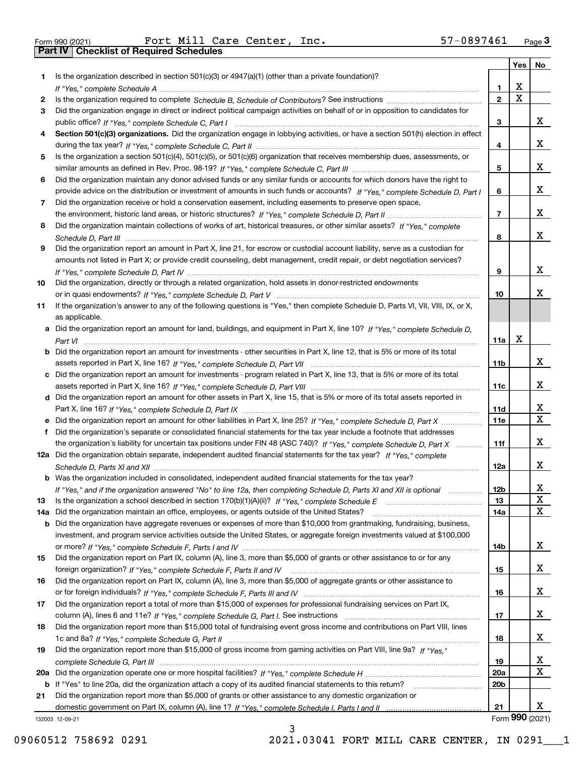Form 990 (2021) Fort Mill Care Center, Inc. 57-0897461 Page 3

## Part IV | Checklist of Required Schedules

| | | | Yes | No |
|---|---|---|---|---|
| 1 | Is the organization described in section 501(c)(3) or 4947(a)(1) (other than a private foundation)? *If "Yes," complete Schedule A* | 1 | X | |
| 2 | Is the organization required to complete *Schedule B, Schedule of Contributors*? See instructions | 2 | X | |
| 3 | Did the organization engage in direct or indirect political campaign activities on behalf of or in opposition to candidates for public office? *If "Yes," complete Schedule C, Part I* | 3 | | X |
| 4 | **Section 501(c)(3) organizations.** Did the organization engage in lobbying activities, or have a section 501(h) election in effect during the tax year? *If "Yes," complete Schedule C, Part II* | 4 | | X |
| 5 | Is the organization a section 501(c)(4), 501(c)(5), or 501(c)(6) organization that receives membership dues, assessments, or similar amounts as defined in Rev. Proc. 98-19? *If "Yes," complete Schedule C, Part III* | 5 | | X |
| 6 | Did the organization maintain any donor advised funds or any similar funds or accounts for which donors have the right to provide advice on the distribution or investment of amounts in such funds or accounts? *If "Yes," complete Schedule D, Part I* | 6 | | X |
| 7 | Did the organization receive or hold a conservation easement, including easements to preserve open space, the environment, historic land areas, or historic structures? *If "Yes," complete Schedule D, Part II* | 7 | | X |
| 8 | Did the organization maintain collections of works of art, historical treasures, or other similar assets? *If "Yes," complete Schedule D, Part III* | 8 | | X |
| 9 | Did the organization report an amount in Part X, line 21, for escrow or custodial account liability, serve as a custodian for amounts not listed in Part X; or provide credit counseling, debt management, credit repair, or debt negotiation services? *If "Yes," complete Schedule D, Part IV* | 9 | | X |
| 10 | Did the organization, directly or through a related organization, hold assets in donor-restricted endowments or in quasi endowments? *If "Yes," complete Schedule D, Part V* | 10 | | X |
| 11 | If the organization's answer to any of the following questions is "Yes," then complete Schedule D, Parts VI, VII, VIII, IX, or X, as applicable. | | | |
| a | Did the organization report an amount for land, buildings, and equipment in Part X, line 10? *If "Yes," complete Schedule D, Part VI* | 11a | X | |
| b | Did the organization report an amount for investments - other securities in Part X, line 12, that is 5% or more of its total assets reported in Part X, line 16? *If "Yes," complete Schedule D, Part VII* | 11b | | X |
| c | Did the organization report an amount for investments - program related in Part X, line 13, that is 5% or more of its total assets reported in Part X, line 16? *If "Yes," complete Schedule D, Part VIII* | 11c | | X |
| d | Did the organization report an amount for other assets in Part X, line 15, that is 5% or more of its total assets reported in Part X, line 16? *If "Yes," complete Schedule D, Part IX* | 11d | | X |
| e | Did the organization report an amount for other liabilities in Part X, line 25? *If "Yes," complete Schedule D, Part X* | 11e | | X |
| f | Did the organization's separate or consolidated financial statements for the tax year include a footnote that addresses the organization's liability for uncertain tax positions under FIN 48 (ASC 740)? *If "Yes," complete Schedule D, Part X* | 11f | | X |
| 12a | Did the organization obtain separate, independent audited financial statements for the tax year? *If "Yes," complete Schedule D, Parts XI and XII* | 12a | | X |
| b | Was the organization included in consolidated, independent audited financial statements for the tax year? *If "Yes," and if the organization answered "No" to line 12a, then completing Schedule D, Parts XI and XII is optional* | 12b | | X |
| 13 | Is the organization a school described in section 170(b)(1)(A)(ii)? *If "Yes," complete Schedule E* | 13 | | X |
| 14a | Did the organization maintain an office, employees, or agents outside of the United States? | 14a | | X |
| b | Did the organization have aggregate revenues or expenses of more than $10,000 from grantmaking, fundraising, business, investment, and program service activities outside the United States, or aggregate foreign investments valued at $100,000 or more? *If "Yes," complete Schedule F, Parts I and IV* | 14b | | X |
| 15 | Did the organization report on Part IX, column (A), line 3, more than $5,000 of grants or other assistance to or for any foreign organization? *If "Yes," complete Schedule F, Parts II and IV* | 15 | | X |
| 16 | Did the organization report on Part IX, column (A), line 3, more than $5,000 of aggregate grants or other assistance to or for foreign individuals? *If "Yes," complete Schedule F, Parts III and IV* | 16 | | X |
| 17 | Did the organization report a total of more than $15,000 of expenses for professional fundraising services on Part IX, column (A), lines 6 and 11e? *If "Yes," complete Schedule G, Part I.* See instructions | 17 | | X |
| 18 | Did the organization report more than $15,000 total of fundraising event gross income and contributions on Part VIII, lines 1c and 8a? *If "Yes," complete Schedule G, Part II* | 18 | | X |
| 19 | Did the organization report more than $15,000 of gross income from gaming activities on Part VIII, line 9a? *If "Yes," complete Schedule G, Part III* | 19 | | X |
| 20a | Did the organization operate one or more hospital facilities? *If "Yes," complete Schedule H* | 20a | | X |
| b | If "Yes" to line 20a, did the organization attach a copy of its audited financial statements to this return? | 20b | | |
| 21 | Did the organization report more than $5,000 of grants or other assistance to any domestic organization or domestic government on Part IX, column (A), line 1? *If "Yes," complete Schedule I, Parts I and II* | 21 | | X |

132003 12-09-21 Form **990** (2021)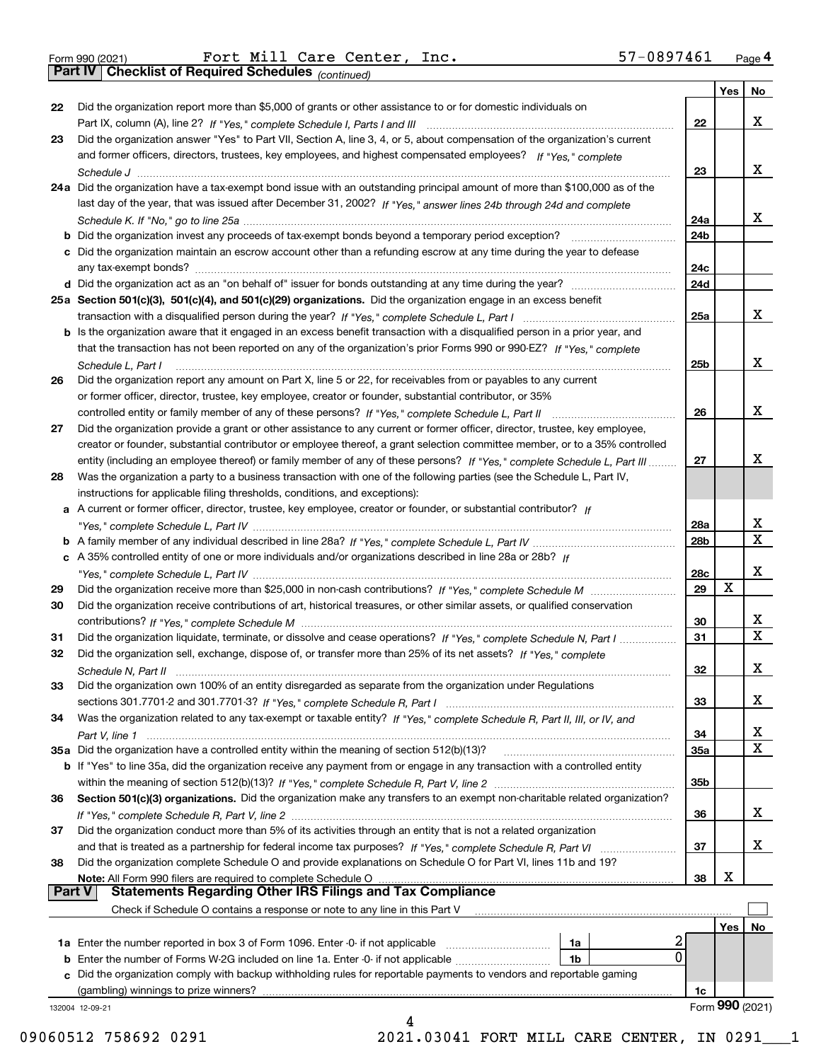Form 990 (2021) Fort Mill Care Center, Inc. 57-0897461 Page 4

## Part IV Checklist of Required Schedules *(continued)*

| | | | Yes | No |
|---|---|---|---|---|
| 22 | Did the organization report more than $5,000 of grants or other assistance to or for domestic individuals on Part IX, column (A), line 2? *If "Yes," complete Schedule I, Parts I and III* | 22 | | X |
| 23 | Did the organization answer "Yes" to Part VII, Section A, line 3, 4, or 5, about compensation of the organization's current and former officers, directors, trustees, key employees, and highest compensated employees? *If "Yes," complete Schedule J* | 23 | | X |
| 24a | Did the organization have a tax-exempt bond issue with an outstanding principal amount of more than $100,000 as of the last day of the year, that was issued after December 31, 2002? *If "Yes," answer lines 24b through 24d and complete Schedule K. If "No," go to line 25a* | 24a | | X |
| b | Did the organization invest any proceeds of tax-exempt bonds beyond a temporary period exception? | 24b | | |
| c | Did the organization maintain an escrow account other than a refunding escrow at any time during the year to defease any tax-exempt bonds? | 24c | | |
| d | Did the organization act as an "on behalf of" issuer for bonds outstanding at any time during the year? | 24d | | |
| 25a | **Section 501(c)(3), 501(c)(4), and 501(c)(29) organizations.** Did the organization engage in an excess benefit transaction with a disqualified person during the year? *If "Yes," complete Schedule L, Part I* | 25a | | X |
| b | Is the organization aware that it engaged in an excess benefit transaction with a disqualified person in a prior year, and that the transaction has not been reported on any of the organization's prior Forms 990 or 990-EZ? *If "Yes," complete Schedule L, Part I* | 25b | | X |
| 26 | Did the organization report any amount on Part X, line 5 or 22, for receivables from or payables to any current or former officer, director, trustee, key employee, creator or founder, substantial contributor, or 35% controlled entity or family member of any of these persons? *If "Yes," complete Schedule L, Part II* | 26 | | X |
| 27 | Did the organization provide a grant or other assistance to any current or former officer, director, trustee, key employee, creator or founder, substantial contributor or employee thereof, a grant selection committee member, or to a 35% controlled entity (including an employee thereof) or family member of any of these persons? *If "Yes," complete Schedule L, Part III* | 27 | | X |
| 28 | Was the organization a party to a business transaction with one of the following parties (see the Schedule L, Part IV, instructions for applicable filing thresholds, conditions, and exceptions): | | | |
| a | A current or former officer, director, trustee, key employee, creator or founder, or substantial contributor? *If "Yes," complete Schedule L, Part IV* | 28a | | X |
| b | A family member of any individual described in line 28a? *If "Yes," complete Schedule L, Part IV* | 28b | | X |
| c | A 35% controlled entity of one or more individuals and/or organizations described in line 28a or 28b? *If "Yes," complete Schedule L, Part IV* | 28c | | X |
| 29 | Did the organization receive more than $25,000 in non-cash contributions? *If "Yes," complete Schedule M* | 29 | X | |
| 30 | Did the organization receive contributions of art, historical treasures, or other similar assets, or qualified conservation contributions? *If "Yes," complete Schedule M* | 30 | | X |
| 31 | Did the organization liquidate, terminate, or dissolve and cease operations? *If "Yes," complete Schedule N, Part I* | 31 | | X |
| 32 | Did the organization sell, exchange, dispose of, or transfer more than 25% of its net assets? *If "Yes," complete Schedule N, Part II* | 32 | | X |
| 33 | Did the organization own 100% of an entity disregarded as separate from the organization under Regulations sections 301.7701-2 and 301.7701-3? *If "Yes," complete Schedule R, Part I* | 33 | | X |
| 34 | Was the organization related to any tax-exempt or taxable entity? *If "Yes," complete Schedule R, Part II, III, or IV, and Part V, line 1* | 34 | | X |
| 35a | Did the organization have a controlled entity within the meaning of section 512(b)(13)? | 35a | | X |
| b | If "Yes" to line 35a, did the organization receive any payment from or engage in any transaction with a controlled entity within the meaning of section 512(b)(13)? *If "Yes," complete Schedule R, Part V, line 2* | 35b | | |
| 36 | **Section 501(c)(3) organizations.** Did the organization make any transfers to an exempt non-charitable related organization? *If "Yes," complete Schedule R, Part V, line 2* | 36 | | X |
| 37 | Did the organization conduct more than 5% of its activities through an entity that is not a related organization and that is treated as a partnership for federal income tax purposes? *If "Yes," complete Schedule R, Part VI* | 37 | | X |
| 38 | Did the organization complete Schedule O and provide explanations on Schedule O for Part VI, lines 11b and 19? **Note:** All Form 990 filers are required to complete Schedule O | 38 | X | |

## Part V Statements Regarding Other IRS Filings and Tax Compliance

Check if Schedule O contains a response or note to any line in this Part V ☐

| | | | | | Yes | No |
|---|---|---|---|---|---|---|
| 1a | Enter the number reported in box 3 of Form 1096. Enter -0- if not applicable | 1a | 2 | | | |
| b | Enter the number of Forms W-2G included on line 1a. Enter -0- if not applicable | 1b | 0 | | | |
| c | Did the organization comply with backup withholding rules for reportable payments to vendors and reportable gaming (gambling) winnings to prize winners? | | | 1c | | |

132004 12-09-21 Form **990** (2021)

09060512 758692 0291 2021.03041 FORT MILL CARE CENTER, IN 0291___1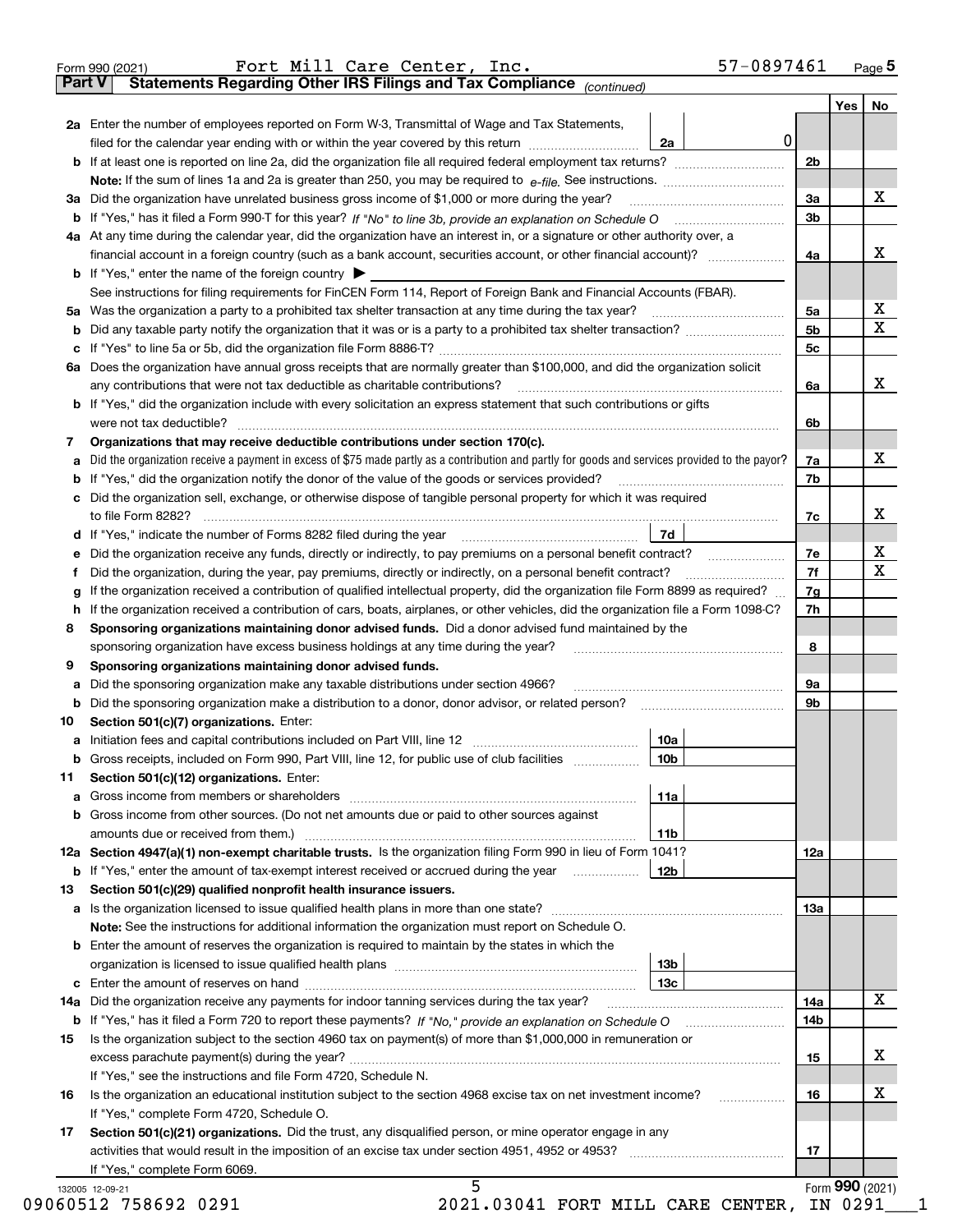Form 990 (2021) Fort Mill Care Center, Inc. 57-0897461 Page 5

## Part V Statements Regarding Other IRS Filings and Tax Compliance *(continued)*

| | | | | Yes | No |
|---|---|---|---|---|---|
| **2a** | Enter the number of employees reported on Form W-3, Transmittal of Wage and Tax Statements, filed for the calendar year ending with or within the year covered by this return | 2a | 0 | | |
| **b** | If at least one is reported on line 2a, did the organization file all required federal employment tax returns? | | 2b | | |
| | **Note:** If the sum of lines 1a and 2a is greater than 250, you may be required to *e-file.* See instructions. | | | | |
| **3a** | Did the organization have unrelated business gross income of $1,000 or more during the year? | | 3a | | X |
| **b** | If "Yes," has it filed a Form 990-T for this year? *If "No" to line 3b, provide an explanation on Schedule O* | | 3b | | |
| **4a** | At any time during the calendar year, did the organization have an interest in, or a signature or other authority over, a financial account in a foreign country (such as a bank account, securities account, or other financial account)? | | 4a | | X |
| **b** | If "Yes," enter the name of the foreign country ▶ | | | | |
| | See instructions for filing requirements for FinCEN Form 114, Report of Foreign Bank and Financial Accounts (FBAR). | | | | |
| **5a** | Was the organization a party to a prohibited tax shelter transaction at any time during the tax year? | | 5a | | X |
| **b** | Did any taxable party notify the organization that it was or is a party to a prohibited tax shelter transaction? | | 5b | | X |
| **c** | If "Yes" to line 5a or 5b, did the organization file Form 8886-T? | | 5c | | |
| **6a** | Does the organization have annual gross receipts that are normally greater than $100,000, and did the organization solicit any contributions that were not tax deductible as charitable contributions? | | 6a | | X |
| **b** | If "Yes," did the organization include with every solicitation an express statement that such contributions or gifts were not tax deductible? | | 6b | | |
| **7** | **Organizations that may receive deductible contributions under section 170(c).** | | | | |
| **a** | Did the organization receive a payment in excess of $75 made partly as a contribution and partly for goods and services provided to the payor? | | 7a | | X |
| **b** | If "Yes," did the organization notify the donor of the value of the goods or services provided? | | 7b | | |
| **c** | Did the organization sell, exchange, or otherwise dispose of tangible personal property for which it was required to file Form 8282? | | 7c | | X |
| **d** | If "Yes," indicate the number of Forms 8282 filed during the year | 7d | | | |
| **e** | Did the organization receive any funds, directly or indirectly, to pay premiums on a personal benefit contract? | | 7e | | X |
| **f** | Did the organization, during the year, pay premiums, directly or indirectly, on a personal benefit contract? | | 7f | | X |
| **g** | If the organization received a contribution of qualified intellectual property, did the organization file Form 8899 as required? | | 7g | | |
| **h** | If the organization received a contribution of cars, boats, airplanes, or other vehicles, did the organization file a Form 1098-C? | | 7h | | |
| **8** | **Sponsoring organizations maintaining donor advised funds.** Did a donor advised fund maintained by the sponsoring organization have excess business holdings at any time during the year? | | 8 | | |
| **9** | **Sponsoring organizations maintaining donor advised funds.** | | | | |
| **a** | Did the sponsoring organization make any taxable distributions under section 4966? | | 9a | | |
| **b** | Did the sponsoring organization make a distribution to a donor, donor advisor, or related person? | | 9b | | |
| **10** | **Section 501(c)(7) organizations.** Enter: | | | | |
| **a** | Initiation fees and capital contributions included on Part VIII, line 12 | 10a | | | |
| **b** | Gross receipts, included on Form 990, Part VIII, line 12, for public use of club facilities | 10b | | | |
| **11** | **Section 501(c)(12) organizations.** Enter: | | | | |
| **a** | Gross income from members or shareholders | 11a | | | |
| **b** | Gross income from other sources. (Do not net amounts due or paid to other sources against amounts due or received from them.) | 11b | | | |
| **12a** | **Section 4947(a)(1) non-exempt charitable trusts.** Is the organization filing Form 990 in lieu of Form 1041? | | 12a | | |
| **b** | If "Yes," enter the amount of tax-exempt interest received or accrued during the year | 12b | | | |
| **13** | **Section 501(c)(29) qualified nonprofit health insurance issuers.** | | | | |
| **a** | Is the organization licensed to issue qualified health plans in more than one state? | | 13a | | |
| | **Note:** See the instructions for additional information the organization must report on Schedule O. | | | | |
| **b** | Enter the amount of reserves the organization is required to maintain by the states in which the organization is licensed to issue qualified health plans | 13b | | | |
| **c** | Enter the amount of reserves on hand | 13c | | | |
| **14a** | Did the organization receive any payments for indoor tanning services during the tax year? | | 14a | | X |
| **b** | If "Yes," has it filed a Form 720 to report these payments? *If "No," provide an explanation on Schedule O* | | 14b | | |
| **15** | Is the organization subject to the section 4960 tax on payment(s) of more than $1,000,000 in remuneration or excess parachute payment(s) during the year? | | 15 | | X |
| | If "Yes," see the instructions and file Form 4720, Schedule N. | | | | |
| **16** | Is the organization an educational institution subject to the section 4968 excise tax on net investment income? | | 16 | | X |
| | If "Yes," complete Form 4720, Schedule O. | | | | |
| **17** | **Section 501(c)(21) organizations.** Did the trust, any disqualified person, or mine operator engage in any activities that would result in the imposition of an excise tax under section 4951, 4952 or 4953? | | 17 | | |
| | If "Yes," complete Form 6069. | | | | |

Form **990** (2021)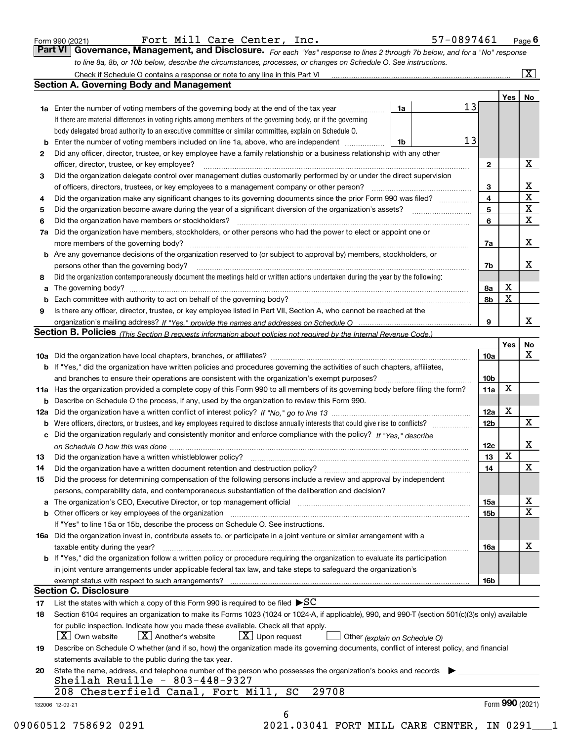Form 990 (2021) Fort Mill Care Center, Inc. 57-0897461 Page 6

**Part VI Governance, Management, and Disclosure.** *For each "Yes" response to lines 2 through 7b below, and for a "No" response to line 8a, 8b, or 10b below, describe the circumstances, processes, or changes on Schedule O. See instructions.*

Check if Schedule O contains a response or note to any line in this Part VI ..... [X]

## Section A. Governing Body and Management

| | | | | | Yes | No |
|---|---|---|---|---|---|---|
| **1a** | Enter the number of voting members of the governing body at the end of the tax year. If there are material differences in voting rights among members of the governing body, or if the governing body delegated broad authority to an executive committee or similar committee, explain on Schedule O. | 1a | 13 | | | |
| **b** | Enter the number of voting members included on line 1a, above, who are independent | 1b | 13 | | | |
| **2** | Did any officer, director, trustee, or key employee have a family relationship or a business relationship with any other officer, director, trustee, or key employee? | | | 2 | | X |
| **3** | Did the organization delegate control over management duties customarily performed by or under the direct supervision of officers, directors, trustees, or key employees to a management company or other person? | | | 3 | | X |
| **4** | Did the organization make any significant changes to its governing documents since the prior Form 990 was filed? | | | 4 | | X |
| **5** | Did the organization become aware during the year of a significant diversion of the organization's assets? | | | 5 | | X |
| **6** | Did the organization have members or stockholders? | | | 6 | | X |
| **7a** | Did the organization have members, stockholders, or other persons who had the power to elect or appoint one or more members of the governing body? | | | 7a | | X |
| **b** | Are any governance decisions of the organization reserved to (or subject to approval by) members, stockholders, or persons other than the governing body? | | | 7b | | X |
| **8** | Did the organization contemporaneously document the meetings held or written actions undertaken during the year by the following: | | | | | |
| **a** | The governing body? | | | 8a | X | |
| **b** | Each committee with authority to act on behalf of the governing body? | | | 8b | X | |
| **9** | Is there any officer, director, trustee, or key employee listed in Part VII, Section A, who cannot be reached at the organization's mailing address? *If "Yes," provide the names and addresses on Schedule O* | | | 9 | | X |

## Section B. Policies *(This Section B requests information about policies not required by the Internal Revenue Code.)*

| | | | Yes | No |
|---|---|---|---|---|
| **10a** | Did the organization have local chapters, branches, or affiliates? | 10a | | X |
| **b** | If "Yes," did the organization have written policies and procedures governing the activities of such chapters, affiliates, and branches to ensure their operations are consistent with the organization's exempt purposes? | 10b | | |
| **11a** | Has the organization provided a complete copy of this Form 990 to all members of its governing body before filing the form? | 11a | X | |
| **b** | Describe on Schedule O the process, if any, used by the organization to review this Form 990. | | | |
| **12a** | Did the organization have a written conflict of interest policy? *If "No," go to line 13* | 12a | X | |
| **b** | Were officers, directors, or trustees, and key employees required to disclose annually interests that could give rise to conflicts? | 12b | | X |
| **c** | Did the organization regularly and consistently monitor and enforce compliance with the policy? *If "Yes," describe on Schedule O how this was done* | 12c | | X |
| **13** | Did the organization have a written whistleblower policy? | 13 | X | |
| **14** | Did the organization have a written document retention and destruction policy? | 14 | | X |
| **15** | Did the process for determining compensation of the following persons include a review and approval by independent persons, comparability data, and contemporaneous substantiation of the deliberation and decision? | | | |
| **a** | The organization's CEO, Executive Director, or top management official | 15a | | X |
| **b** | Other officers or key employees of the organization | 15b | | X |
| | If "Yes" to line 15a or 15b, describe the process on Schedule O. See instructions. | | | |
| **16a** | Did the organization invest in, contribute assets to, or participate in a joint venture or similar arrangement with a taxable entity during the year? | 16a | | X |
| **b** | If "Yes," did the organization follow a written policy or procedure requiring the organization to evaluate its participation in joint venture arrangements under applicable federal tax law, and take steps to safeguard the organization's exempt status with respect to such arrangements? | 16b | | |

## Section C. Disclosure

**17** List the states with which a copy of this Form 990 is required to be filed ▶SC

**18** Section 6104 requires an organization to make its Forms 1023 (1024 or 1024-A, if applicable), 990, and 990-T (section 501(c)(3)s only) available for public inspection. Indicate how you made these available. Check all that apply.

[X] Own website [X] Another's website [X] Upon request [ ] Other *(explain on Schedule O)*

**19** Describe on Schedule O whether (and if so, how) the organization made its governing documents, conflict of interest policy, and financial statements available to the public during the tax year.

**20** State the name, address, and telephone number of the person who possesses the organization's books and records ▶

Sheilah Reuille - 803-448-9327
208 Chesterfield Canal, Fort Mill, SC 29708

132006 12-09-21 Form **990** (2021)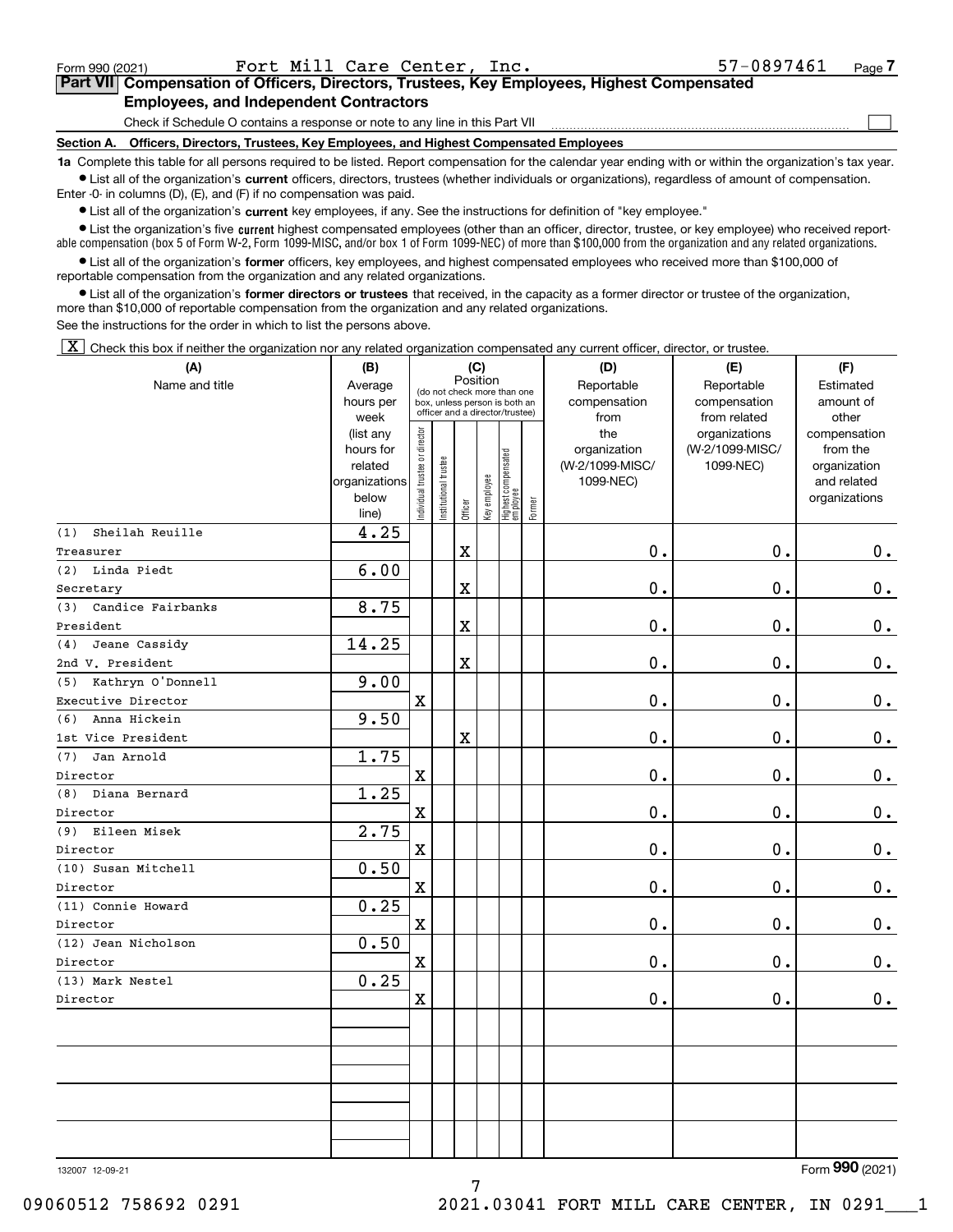Form 990 (2021) Fort Mill Care Center, Inc. 57-0897461 Page 7

## Part VII Compensation of Officers, Directors, Trustees, Key Employees, Highest Compensated Employees, and Independent Contractors

Check if Schedule O contains a response or note to any line in this Part VII

### Section A. Officers, Directors, Trustees, Key Employees, and Highest Compensated Employees

**1a** Complete this table for all persons required to be listed. Report compensation for the calendar year ending with or within the organization's tax year.

- List all of the organization's **current** officers, directors, trustees (whether individuals or organizations), regardless of amount of compensation. Enter -0- in columns (D), (E), and (F) if no compensation was paid.
- List all of the organization's **current** key employees, if any. See the instructions for definition of "key employee."
- List the organization's five **current** highest compensated employees (other than an officer, director, trustee, or key employee) who received reportable compensation (box 5 of Form W-2, Form 1099-MISC, and/or box 1 of Form 1099-NEC) of more than $100,000 from the organization and any related organizations.
- List all of the organization's **former** officers, key employees, and highest compensated employees who received more than $100,000 of reportable compensation from the organization and any related organizations.
- List all of the organization's **former directors or trustees** that received, in the capacity as a former director or trustee of the organization, more than $10,000 of reportable compensation from the organization and any related organizations.

See the instructions for the order in which to list the persons above.

[X] Check this box if neither the organization nor any related organization compensated any current officer, director, or trustee.

| (A) Name and title | (B) Average hours per week (list any hours for related organizations below line) | (C) Position: Individual trustee or director | Institutional trustee | Officer | Key employee | Highest compensated employee | Former | (D) Reportable compensation from the organization (W-2/1099-MISC/1099-NEC) | (E) Reportable compensation from related organizations (W-2/1099-MISC/1099-NEC) | (F) Estimated amount of other compensation from the organization and related organizations |
|---|---|---|---|---|---|---|---|---|---|---|
| (1) Sheilah Reuille<br>Treasurer | 4.25 | | | X | | | | 0. | 0. | 0. |
| (2) Linda Piedt<br>Secretary | 6.00 | | | X | | | | 0. | 0. | 0. |
| (3) Candice Fairbanks<br>President | 8.75 | | | X | | | | 0. | 0. | 0. |
| (4) Jeane Cassidy<br>2nd V. President | 14.25 | | | X | | | | 0. | 0. | 0. |
| (5) Kathryn O'Donnell<br>Executive Director | 9.00 | X | | | | | | 0. | 0. | 0. |
| (6) Anna Hickein<br>1st Vice President | 9.50 | | | X | | | | 0. | 0. | 0. |
| (7) Jan Arnold<br>Director | 1.75 | X | | | | | | 0. | 0. | 0. |
| (8) Diana Bernard<br>Director | 1.25 | X | | | | | | 0. | 0. | 0. |
| (9) Eileen Misek<br>Director | 2.75 | X | | | | | | 0. | 0. | 0. |
| (10) Susan Mitchell<br>Director | 0.50 | X | | | | | | 0. | 0. | 0. |
| (11) Connie Howard<br>Director | 0.25 | X | | | | | | 0. | 0. | 0. |
| (12) Jean Nicholson<br>Director | 0.50 | X | | | | | | 0. | 0. | 0. |
| (13) Mark Nestel<br>Director | 0.25 | X | | | | | | 0. | 0. | 0. |

132007 12-09-21 Form **990** (2021)

09060512 758692 0291 2021.03041 FORT MILL CARE CENTER, IN 0291___1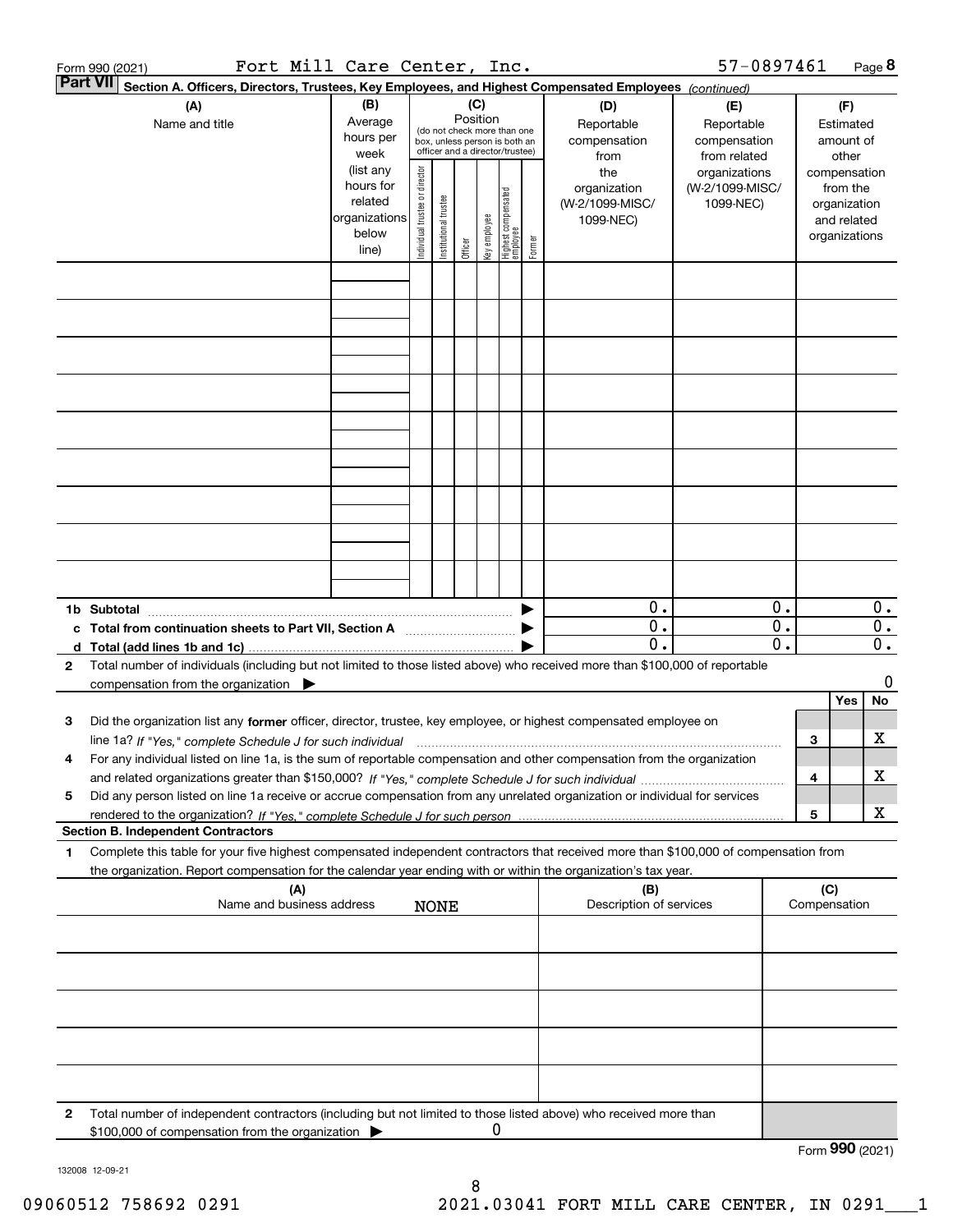Form 990 (2021) Fort Mill Care Center, Inc. 57-0897461 Page **8**

**Part VII** **Section A. Officers, Directors, Trustees, Key Employees, and Highest Compensated Employees** *(continued)*

| (A) Name and title | (B) Average hours per week (list any hours for related organizations below line) | (C) Position (do not check more than one box, unless person is both an officer and a director/trustee): Individual trustee or director | Institutional trustee | Officer | Key employee | Highest compensated employee | Former | (D) Reportable compensation from the organization (W-2/1099-MISC/1099-NEC) | (E) Reportable compensation from related organizations (W-2/1099-MISC/1099-NEC) | (F) Estimated amount of other compensation from the organization and related organizations |
|---|---|---|---|---|---|---|---|---|---|---|
| | | | | | | | | | | |
| | | | | | | | | | | |
| | | | | | | | | | | |
| | | | | | | | | | | |
| | | | | | | | | | | |
| | | | | | | | | | | |
| | | | | | | | | | | |
| | | | | | | | | | | |
| | | | | | | | | | | |
| **1b Subtotal** | | | | | | | | 0. | 0. | 0. |
| **c Total from continuation sheets to Part VII, Section A** | | | | | | | | 0. | 0. | 0. |
| **d Total (add lines 1b and 1c)** | | | | | | | | 0. | 0. | 0. |

**2** Total number of individuals (including but not limited to those listed above) who received more than $100,000 of reportable compensation from the organization ▶ 0

| | | | Yes | No |
|---|---|---|---|---|
| **3** | Did the organization list any **former** officer, director, trustee, key employee, or highest compensated employee on line 1a? *If "Yes," complete Schedule J for such individual* | 3 | | X |
| **4** | For any individual listed on line 1a, is the sum of reportable compensation and other compensation from the organization and related organizations greater than $150,000? *If "Yes," complete Schedule J for such individual* | 4 | | X |
| **5** | Did any person listed on line 1a receive or accrue compensation from any unrelated organization or individual for services rendered to the organization? *If "Yes," complete Schedule J for such person* | 5 | | X |

**Section B. Independent Contractors**

**1** Complete this table for your five highest compensated independent contractors that received more than $100,000 of compensation from the organization. Report compensation for the calendar year ending with or within the organization's tax year.

| (A) Name and business address | (B) Description of services | (C) Compensation |
|---|---|---|
| NONE | | |
| | | |
| | | |
| | | |
| | | |

**2** Total number of independent contractors (including but not limited to those listed above) who received more than $100,000 of compensation from the organization ▶ 0

Form **990** (2021)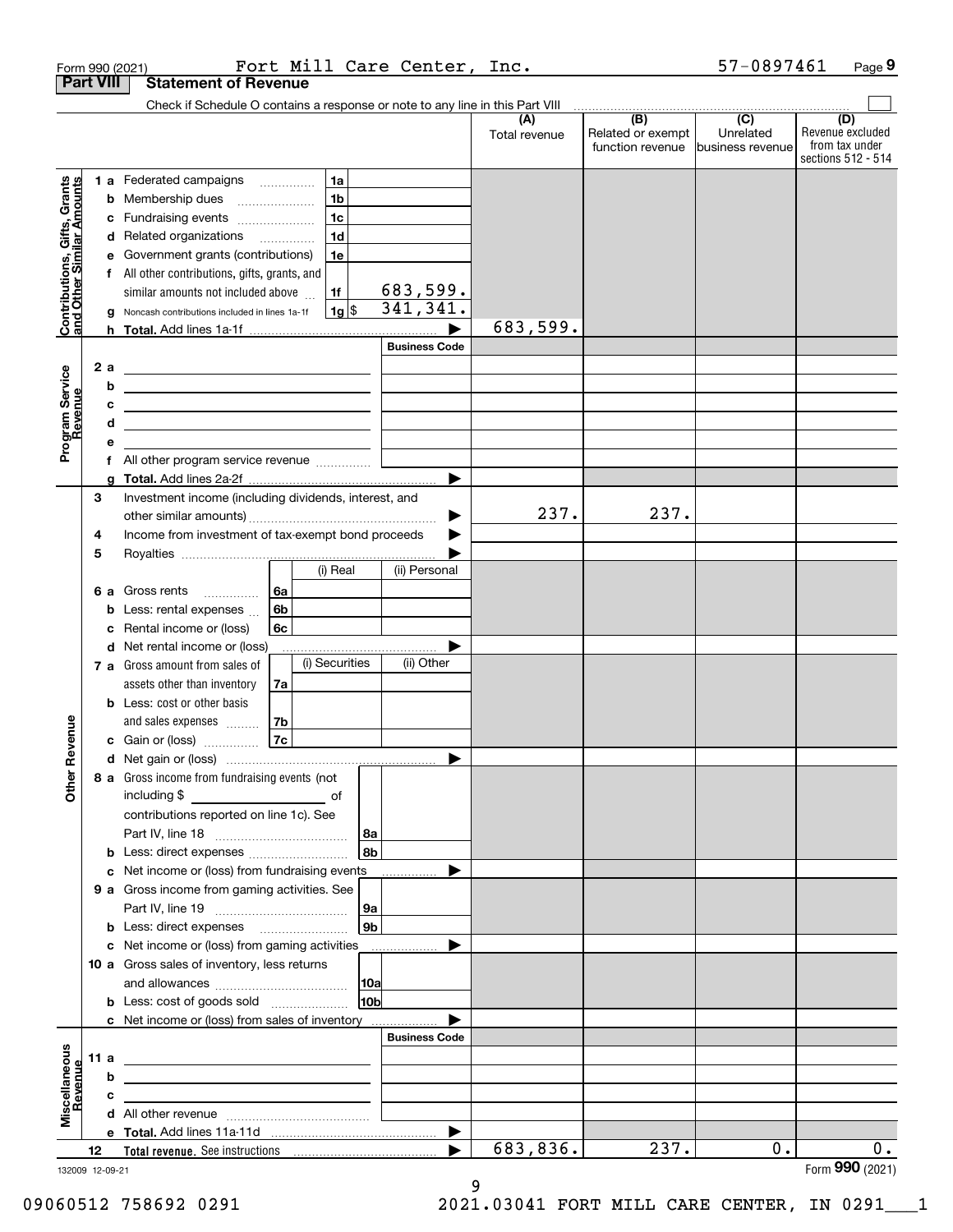Form 990 (2021) Fort Mill Care Center, Inc. 57-0897461 Page 9

## Part VIII Statement of Revenue

Check if Schedule O contains a response or note to any line in this Part VIII

| | | | | (A) Total revenue | (B) Related or exempt function revenue | (C) Unrelated business revenue | (D) Revenue excluded from tax under sections 512 - 514 |
|---|---|---|---|---|---|---|---|
| **Contributions, Gifts, Grants and Other Similar Amounts** | 1 a Federated campaigns | 1a | | | | | |
| | b Membership dues | 1b | | | | | |
| | c Fundraising events | 1c | | | | | |
| | d Related organizations | 1d | | | | | |
| | e Government grants (contributions) | 1e | | | | | |
| | f All other contributions, gifts, grants, and similar amounts not included above | 1f | 683,599. | | | | |
| | g Noncash contributions included in lines 1a-1f | 1g $ | 341,341. | | | | |
| | h Total. Add lines 1a-1f | | | 683,599. | | | |
| **Program Service Revenue** | | | Business Code | | | | |
| | 2 a | | | | | | |
| | b | | | | | | |
| | c | | | | | | |
| | d | | | | | | |
| | e | | | | | | |
| | f All other program service revenue | | | | | | |
| | g Total. Add lines 2a-2f | | | | | | |
| **Other Revenue** | 3 Investment income (including dividends, interest, and other similar amounts) | | | 237. | 237. | | |
| | 4 Income from investment of tax-exempt bond proceeds | | | | | | |
| | 5 Royalties | | | | | | |
| | | (i) Real | (ii) Personal | | | | |
| | 6 a Gross rents 6a | | | | | | |
| | b Less: rental expenses 6b | | | | | | |
| | c Rental income or (loss) 6c | | | | | | |
| | d Net rental income or (loss) | | | | | | |
| | 7 a Gross amount from sales of assets other than inventory 7a | (i) Securities | (ii) Other | | | | |
| | b Less: cost or other basis and sales expenses 7b | | | | | | |
| | c Gain or (loss) 7c | | | | | | |
| | d Net gain or (loss) | | | | | | |
| | 8 a Gross income from fundraising events (not including $ of contributions reported on line 1c). See Part IV, line 18 | 8a | | | | | |
| | b Less: direct expenses | 8b | | | | | |
| | c Net income or (loss) from fundraising events | | | | | | |
| | 9 a Gross income from gaming activities. See Part IV, line 19 | 9a | | | | | |
| | b Less: direct expenses | 9b | | | | | |
| | c Net income or (loss) from gaming activities | | | | | | |
| | 10 a Gross sales of inventory, less returns and allowances | 10a | | | | | |
| | b Less: cost of goods sold | 10b | | | | | |
| | c Net income or (loss) from sales of inventory | | | | | | |
| **Miscellaneous Revenue** | | | Business Code | | | | |
| | 11 a | | | | | | |
| | b | | | | | | |
| | c | | | | | | |
| | d All other revenue | | | | | | |
| | e Total. Add lines 11a-11d | | | | | | |
| | 12 Total revenue. See instructions | | | 683,836. | 237. | 0. | 0. |

132009 12-09-21 Form 990 (2021)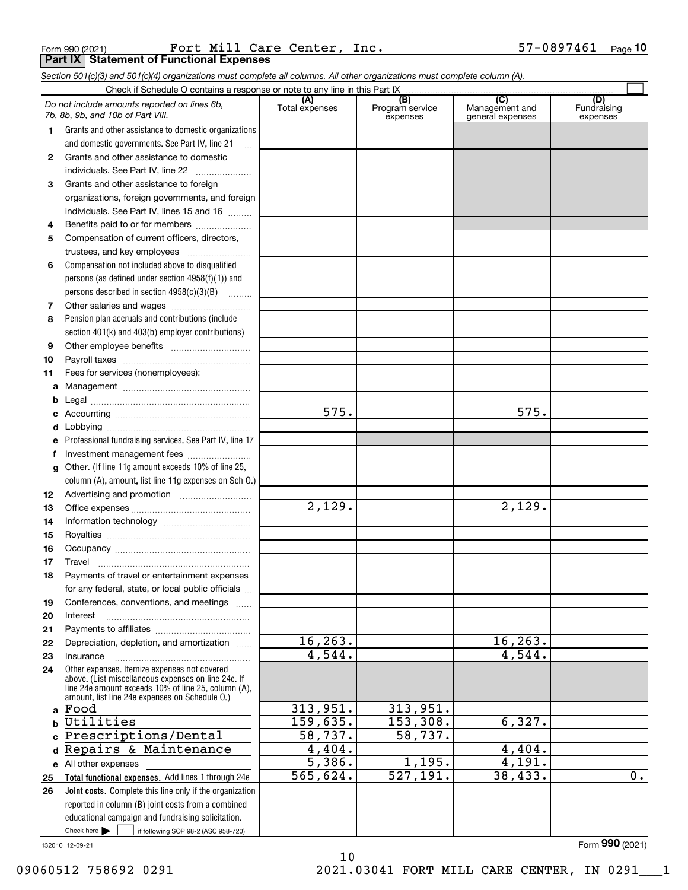Form 990 (2021) Fort Mill Care Center, Inc. 57-0897461 Page 10

**Part IX Statement of Functional Expenses**

*Section 501(c)(3) and 501(c)(4) organizations must complete all columns. All other organizations must complete column (A).*

Check if Schedule O contains a response or note to any line in this Part IX ☐

| *Do not include amounts reported on lines 6b, 7b, 8b, 9b, and 10b of Part VIII.* | (A) Total expenses | (B) Program service expenses | (C) Management and general expenses | (D) Fundraising expenses |
|---|---|---|---|---|
| 1 Grants and other assistance to domestic organizations and domestic governments. See Part IV, line 21 | | | | |
| 2 Grants and other assistance to domestic individuals. See Part IV, line 22 | | | | |
| 3 Grants and other assistance to foreign organizations, foreign governments, and foreign individuals. See Part IV, lines 15 and 16 | | | | |
| 4 Benefits paid to or for members | | | | |
| 5 Compensation of current officers, directors, trustees, and key employees | | | | |
| 6 Compensation not included above to disqualified persons (as defined under section 4958(f)(1)) and persons described in section 4958(c)(3)(B) | | | | |
| 7 Other salaries and wages | | | | |
| 8 Pension plan accruals and contributions (include section 401(k) and 403(b) employer contributions) | | | | |
| 9 Other employee benefits | | | | |
| 10 Payroll taxes | | | | |
| 11 Fees for services (nonemployees): | | | | |
| a Management | | | | |
| b Legal | | | | |
| c Accounting | 575. | | 575. | |
| d Lobbying | | | | |
| e Professional fundraising services. See Part IV, line 17 | | | | |
| f Investment management fees | | | | |
| g Other. (If line 11g amount exceeds 10% of line 25, column (A), amount, list line 11g expenses on Sch O.) | | | | |
| 12 Advertising and promotion | | | | |
| 13 Office expenses | 2,129. | | 2,129. | |
| 14 Information technology | | | | |
| 15 Royalties | | | | |
| 16 Occupancy | | | | |
| 17 Travel | | | | |
| 18 Payments of travel or entertainment expenses for any federal, state, or local public officials | | | | |
| 19 Conferences, conventions, and meetings | | | | |
| 20 Interest | | | | |
| 21 Payments to affiliates | | | | |
| 22 Depreciation, depletion, and amortization | 16,263. | | 16,263. | |
| 23 Insurance | 4,544. | | 4,544. | |
| 24 Other expenses. Itemize expenses not covered above. (List miscellaneous expenses on line 24e. If line 24e amount exceeds 10% of line 25, column (A), amount, list line 24e expenses on Schedule O.) | | | | |
| a Food | 313,951. | 313,951. | | |
| b Utilities | 159,635. | 153,308. | 6,327. | |
| c Prescriptions/Dental | 58,737. | 58,737. | | |
| d Repairs & Maintenance | 4,404. | | 4,404. | |
| e All other expenses | 5,386. | 1,195. | 4,191. | |
| 25 **Total functional expenses.** Add lines 1 through 24e | 565,624. | 527,191. | 38,433. | 0. |
| 26 **Joint costs.** Complete this line only if the organization reported in column (B) joint costs from a combined educational campaign and fundraising solicitation. Check here ☐ if following SOP 98-2 (ASC 958-720) | | | | |

132010 12-09-21 Form **990** (2021)

09060512 758692 0291 2021.03041 FORT MILL CARE CENTER, IN 0291___1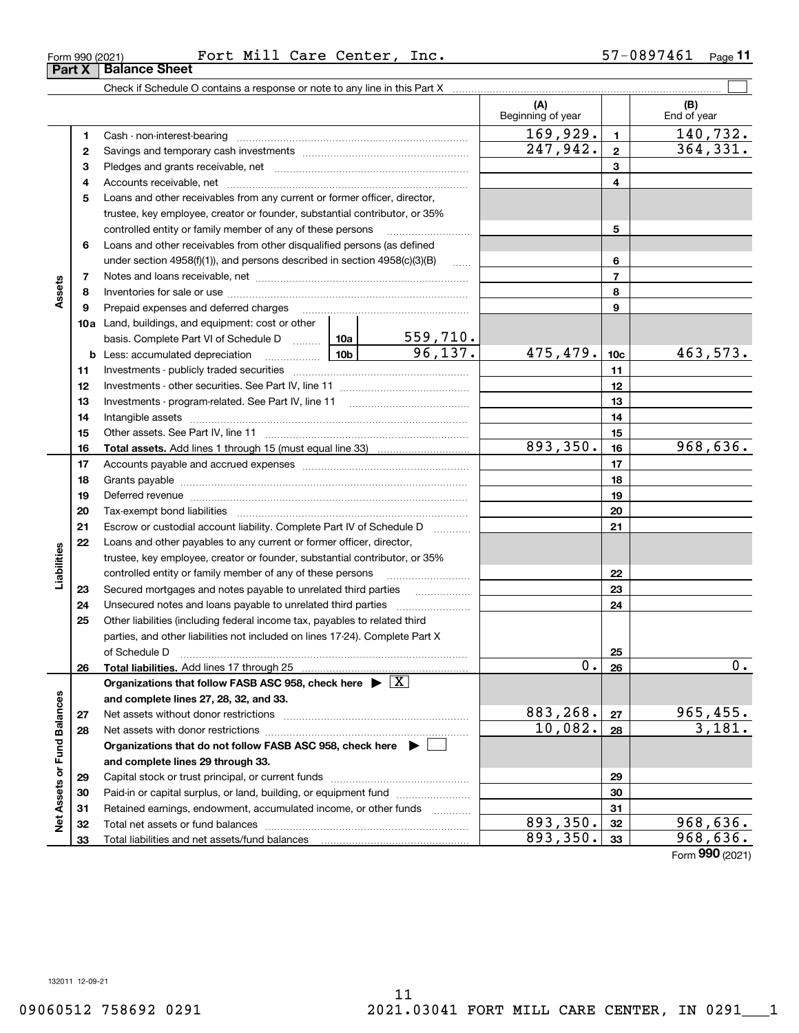Form 990 (2021) Fort Mill Care Center, Inc. 57-0897461 Page 11

## Part X Balance Sheet

Check if Schedule O contains a response or note to any line in this Part X

| | | | | | (A) Beginning of year | | (B) End of year |
|---|---|---|---|---|---|---|---|
| Assets | 1 | Cash - non-interest-bearing | | | 169,929. | 1 | 140,732. |
| | 2 | Savings and temporary cash investments | | | 247,942. | 2 | 364,331. |
| | 3 | Pledges and grants receivable, net | | | | 3 | |
| | 4 | Accounts receivable, net | | | | 4 | |
| | 5 | Loans and other receivables from any current or former officer, director, trustee, key employee, creator or founder, substantial contributor, or 35% controlled entity or family member of any of these persons | | | | 5 | |
| | 6 | Loans and other receivables from other disqualified persons (as defined under section 4958(f)(1)), and persons described in section 4958(c)(3)(B) | | | | 6 | |
| | 7 | Notes and loans receivable, net | | | | 7 | |
| | 8 | Inventories for sale or use | | | | 8 | |
| | 9 | Prepaid expenses and deferred charges | | | | 9 | |
| | 10a | Land, buildings, and equipment: cost or other basis. Complete Part VI of Schedule D | 10a | 559,710. | | | |
| | b | Less: accumulated depreciation | 10b | 96,137. | 475,479. | 10c | 463,573. |
| | 11 | Investments - publicly traded securities | | | | 11 | |
| | 12 | Investments - other securities. See Part IV, line 11 | | | | 12 | |
| | 13 | Investments - program-related. See Part IV, line 11 | | | | 13 | |
| | 14 | Intangible assets | | | | 14 | |
| | 15 | Other assets. See Part IV, line 11 | | | | 15 | |
| | 16 | **Total assets.** Add lines 1 through 15 (must equal line 33) | | | 893,350. | 16 | 968,636. |
| Liabilities | 17 | Accounts payable and accrued expenses | | | | 17 | |
| | 18 | Grants payable | | | | 18 | |
| | 19 | Deferred revenue | | | | 19 | |
| | 20 | Tax-exempt bond liabilities | | | | 20 | |
| | 21 | Escrow or custodial account liability. Complete Part IV of Schedule D | | | | 21 | |
| | 22 | Loans and other payables to any current or former officer, director, trustee, key employee, creator or founder, substantial contributor, or 35% controlled entity or family member of any of these persons | | | | 22 | |
| | 23 | Secured mortgages and notes payable to unrelated third parties | | | | 23 | |
| | 24 | Unsecured notes and loans payable to unrelated third parties | | | | 24 | |
| | 25 | Other liabilities (including federal income tax, payables to related third parties, and other liabilities not included on lines 17-24). Complete Part X of Schedule D | | | | 25 | |
| | 26 | **Total liabilities.** Add lines 17 through 25 | | | 0. | 26 | 0. |
| Net Assets or Fund Balances | | **Organizations that follow FASB ASC 958, check here ▶ [X] and complete lines 27, 28, 32, and 33.** | | | | | |
| | 27 | Net assets without donor restrictions | | | 883,268. | 27 | 965,455. |
| | 28 | Net assets with donor restrictions | | | 10,082. | 28 | 3,181. |
| | | **Organizations that do not follow FASB ASC 958, check here ▶ [ ] and complete lines 29 through 33.** | | | | | |
| | 29 | Capital stock or trust principal, or current funds | | | | 29 | |
| | 30 | Paid-in or capital surplus, or land, building, or equipment fund | | | | 30 | |
| | 31 | Retained earnings, endowment, accumulated income, or other funds | | | | 31 | |
| | 32 | Total net assets or fund balances | | | 893,350. | 32 | 968,636. |
| | 33 | Total liabilities and net assets/fund balances | | | 893,350. | 33 | 968,636. |

Form **990** (2021)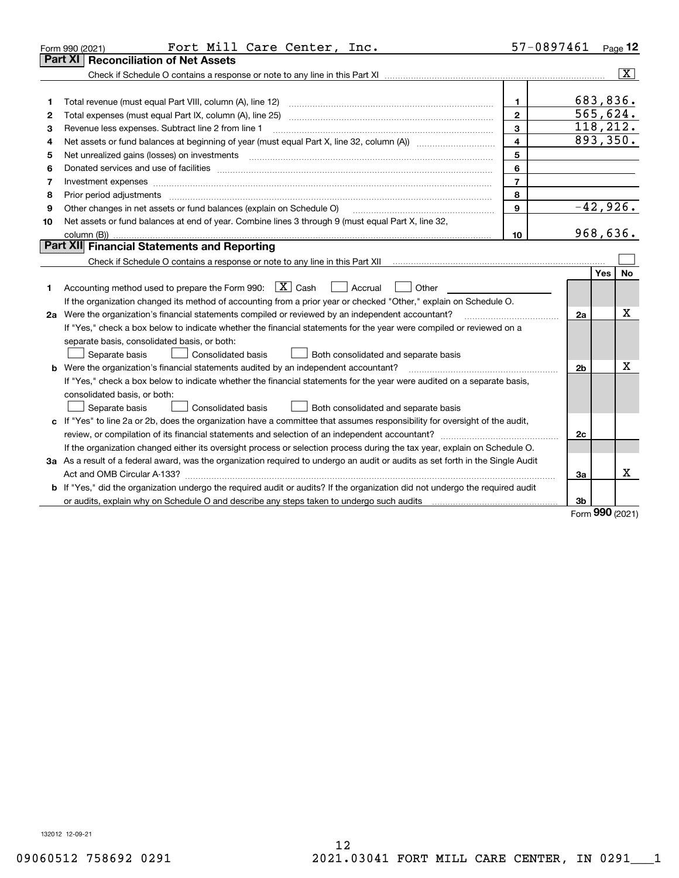Form 990 (2021) Fort Mill Care Center, Inc. 57-0897461 Page 12

## Part XI Reconciliation of Net Assets

Check if Schedule O contains a response or note to any line in this Part XI [X]

| | | | |
|---|---|---|---|
| 1 | Total revenue (must equal Part VIII, column (A), line 12) | 1 | 683,836. |
| 2 | Total expenses (must equal Part IX, column (A), line 25) | 2 | 565,624. |
| 3 | Revenue less expenses. Subtract line 2 from line 1 | 3 | 118,212. |
| 4 | Net assets or fund balances at beginning of year (must equal Part X, line 32, column (A)) | 4 | 893,350. |
| 5 | Net unrealized gains (losses) on investments | 5 | |
| 6 | Donated services and use of facilities | 6 | |
| 7 | Investment expenses | 7 | |
| 8 | Prior period adjustments | 8 | |
| 9 | Other changes in net assets or fund balances (explain on Schedule O) | 9 | -42,926. |
| 10 | Net assets or fund balances at end of year. Combine lines 3 through 9 (must equal Part X, line 32, column (B)) | 10 | 968,636. |

## Part XII Financial Statements and Reporting

Check if Schedule O contains a response or note to any line in this Part XII [ ]

| | | | Yes | No |
|---|---|---|---|---|
| 1 | Accounting method used to prepare the Form 990: [X] Cash [ ] Accrual [ ] Other<br>If the organization changed its method of accounting from a prior year or checked "Other," explain on Schedule O. | | | |
| 2a | Were the organization's financial statements compiled or reviewed by an independent accountant?<br>If "Yes," check a box below to indicate whether the financial statements for the year were compiled or reviewed on a separate basis, consolidated basis, or both:<br>[ ] Separate basis [ ] Consolidated basis [ ] Both consolidated and separate basis | 2a | | X |
| b | Were the organization's financial statements audited by an independent accountant?<br>If "Yes," check a box below to indicate whether the financial statements for the year were audited on a separate basis, consolidated basis, or both:<br>[ ] Separate basis [ ] Consolidated basis [ ] Both consolidated and separate basis | 2b | | X |
| c | If "Yes" to line 2a or 2b, does the organization have a committee that assumes responsibility for oversight of the audit, review, or compilation of its financial statements and selection of an independent accountant?<br>If the organization changed either its oversight process or selection process during the tax year, explain on Schedule O. | 2c | | |
| 3a | As a result of a federal award, was the organization required to undergo an audit or audits as set forth in the Single Audit Act and OMB Circular A-133? | 3a | | X |
| b | If "Yes," did the organization undergo the required audit or audits? If the organization did not undergo the required audit or audits, explain why on Schedule O and describe any steps taken to undergo such audits | 3b | | |

Form 990 (2021)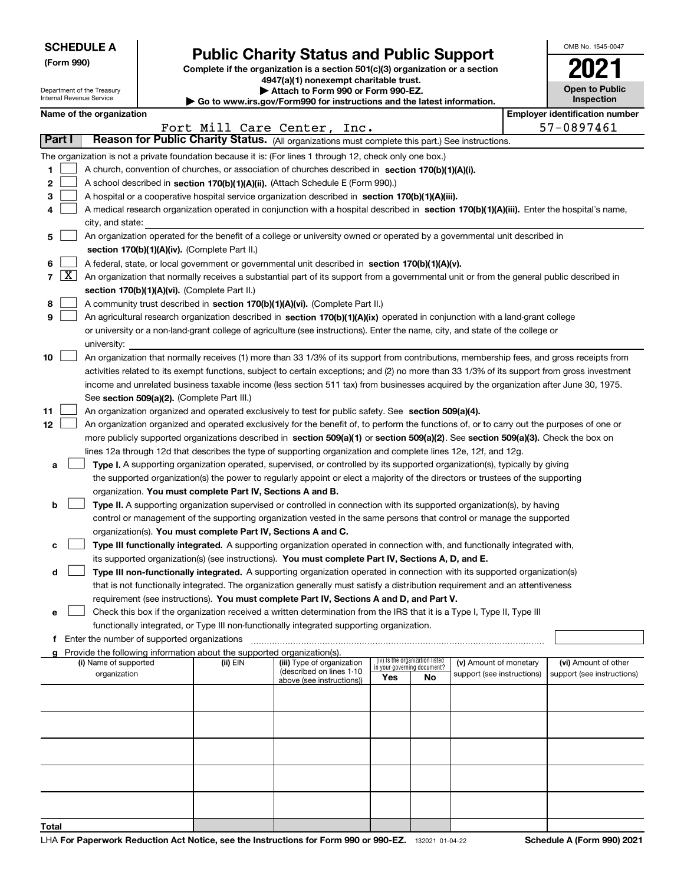**SCHEDULE A**
**(Form 990)**

Department of the Treasury
Internal Revenue Service

# Public Charity Status and Public Support

**Complete if the organization is a section 501(c)(3) organization or a section 4947(a)(1) nonexempt charitable trust.**
**▶ Attach to Form 990 or Form 990-EZ.**
**▶ Go to www.irs.gov/Form990 for instructions and the latest information.**

OMB No. 1545-0047

**2021**

**Open to Public Inspection**

**Name of the organization**
Fort Mill Care Center, Inc.

**Employer identification number**
57-0897461

**Part I** **Reason for Public Charity Status.** (All organizations must complete this part.) See instructions.

The organization is not a private foundation because it is: (For lines 1 through 12, check only one box.)

1 ☐ A church, convention of churches, or association of churches described in **section 170(b)(1)(A)(i).**

2 ☐ A school described in **section 170(b)(1)(A)(ii).** (Attach Schedule E (Form 990).)

3 ☐ A hospital or a cooperative hospital service organization described in **section 170(b)(1)(A)(iii).**

4 ☐ A medical research organization operated in conjunction with a hospital described in **section 170(b)(1)(A)(iii).** Enter the hospital's name, city, and state:

5 ☐ An organization operated for the benefit of a college or university owned or operated by a governmental unit described in **section 170(b)(1)(A)(iv).** (Complete Part II.)

6 ☐ A federal, state, or local government or governmental unit described in **section 170(b)(1)(A)(v).**

7 ☒ An organization that normally receives a substantial part of its support from a governmental unit or from the general public described in **section 170(b)(1)(A)(vi).** (Complete Part II.)

8 ☐ A community trust described in **section 170(b)(1)(A)(vi).** (Complete Part II.)

9 ☐ An agricultural research organization described in **section 170(b)(1)(A)(ix)** operated in conjunction with a land-grant college or university or a non-land-grant college of agriculture (see instructions). Enter the name, city, and state of the college or university:

10 ☐ An organization that normally receives (1) more than 33 1/3% of its support from contributions, membership fees, and gross receipts from activities related to its exempt functions, subject to certain exceptions; and (2) no more than 33 1/3% of its support from gross investment income and unrelated business taxable income (less section 511 tax) from businesses acquired by the organization after June 30, 1975. See **section 509(a)(2).** (Complete Part III.)

11 ☐ An organization organized and operated exclusively to test for public safety. See **section 509(a)(4).**

12 ☐ An organization organized and operated exclusively for the benefit of, to perform the functions of, or to carry out the purposes of one or more publicly supported organizations described in **section 509(a)(1)** or **section 509(a)(2)**. See **section 509(a)(3).** Check the box on lines 12a through 12d that describes the type of supporting organization and complete lines 12e, 12f, and 12g.

a ☐ **Type I.** A supporting organization operated, supervised, or controlled by its supported organization(s), typically by giving the supported organization(s) the power to regularly appoint or elect a majority of the directors or trustees of the supporting organization. **You must complete Part IV, Sections A and B.**

b ☐ **Type II.** A supporting organization supervised or controlled in connection with its supported organization(s), by having control or management of the supporting organization vested in the same persons that control or manage the supported organization(s). **You must complete Part IV, Sections A and C.**

c ☐ **Type III functionally integrated.** A supporting organization operated in connection with, and functionally integrated with, its supported organization(s) (see instructions). **You must complete Part IV, Sections A, D, and E.**

d ☐ **Type III non-functionally integrated.** A supporting organization operated in connection with its supported organization(s) that is not functionally integrated. The organization generally must satisfy a distribution requirement and an attentiveness requirement (see instructions). **You must complete Part IV, Sections A and D, and Part V.**

e ☐ Check this box if the organization received a written determination from the IRS that it is a Type I, Type II, Type III functionally integrated, or Type III non-functionally integrated supporting organization.

f Enter the number of supported organizations

g Provide the following information about the supported organization(s).

| (i) Name of supported organization | (ii) EIN | (iii) Type of organization (described on lines 1-10 above (see instructions)) | (iv) Is the organization listed in your governing document? Yes | No | (v) Amount of monetary support (see instructions) | (vi) Amount of other support (see instructions) |
|---|---|---|---|---|---|---|
| | | | | | | |
| | | | | | | |
| | | | | | | |
| | | | | | | |
| | | | | | | |
| **Total** | | | | | | |

LHA **For Paperwork Reduction Act Notice, see the Instructions for Form 990 or 990-EZ.** 132021 01-04-22 **Schedule A (Form 990) 2021**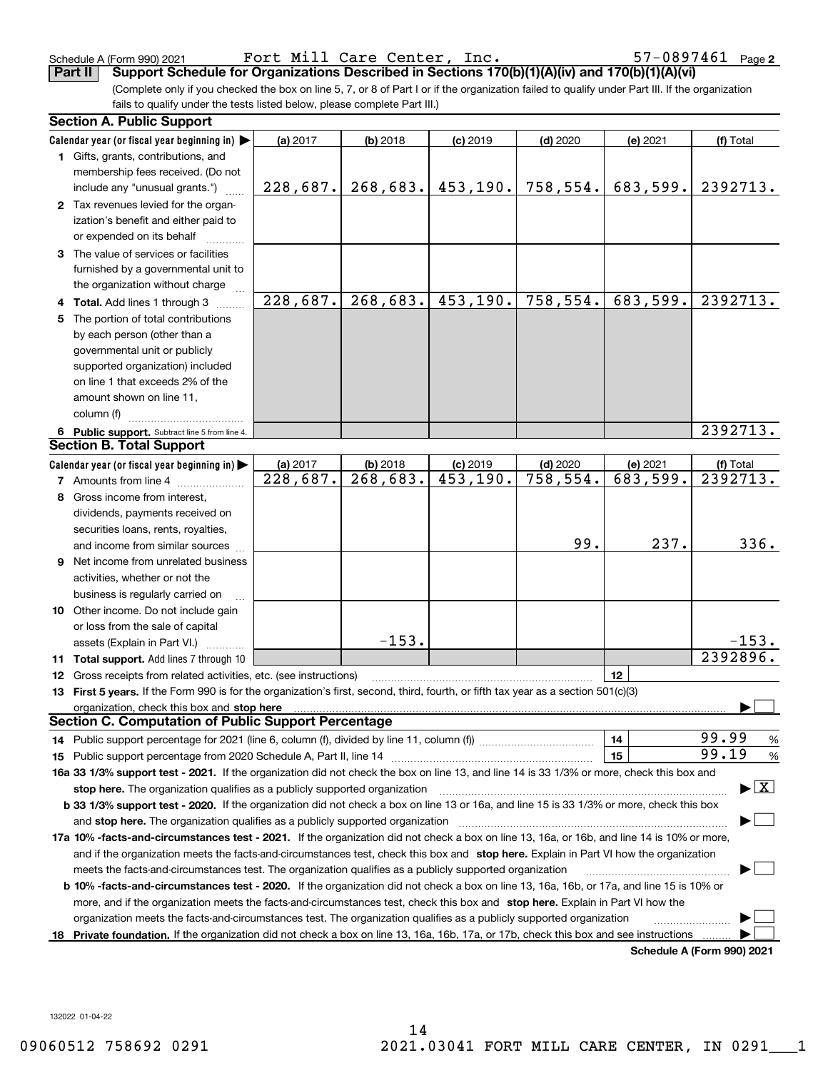Schedule A (Form 990) 2021 Fort Mill Care Center, Inc. 57-0897461 Page 2

**Part II Support Schedule for Organizations Described in Sections 170(b)(1)(A)(iv) and 170(b)(1)(A)(vi)**

(Complete only if you checked the box on line 5, 7, or 8 of Part I or if the organization failed to qualify under Part III. If the organization fails to qualify under the tests listed below, please complete Part III.)

## Section A. Public Support

| Calendar year (or fiscal year beginning in) ▶ | (a) 2017 | (b) 2018 | (c) 2019 | (d) 2020 | (e) 2021 | (f) Total |
|---|---|---|---|---|---|---|
| 1 Gifts, grants, contributions, and membership fees received. (Do not include any "unusual grants.") | 228,687. | 268,683. | 453,190. | 758,554. | 683,599. | 2392713. |
| 2 Tax revenues levied for the organization's benefit and either paid to or expended on its behalf | | | | | | |
| 3 The value of services or facilities furnished by a governmental unit to the organization without charge | | | | | | |
| 4 **Total.** Add lines 1 through 3 | 228,687. | 268,683. | 453,190. | 758,554. | 683,599. | 2392713. |
| 5 The portion of total contributions by each person (other than a governmental unit or publicly supported organization) included on line 1 that exceeds 2% of the amount shown on line 11, column (f) | | | | | | |
| 6 **Public support.** Subtract line 5 from line 4. | | | | | | 2392713. |

## Section B. Total Support

| Calendar year (or fiscal year beginning in) ▶ | (a) 2017 | (b) 2018 | (c) 2019 | (d) 2020 | (e) 2021 | (f) Total |
|---|---|---|---|---|---|---|
| 7 Amounts from line 4 | 228,687. | 268,683. | 453,190. | 758,554. | 683,599. | 2392713. |
| 8 Gross income from interest, dividends, payments received on securities loans, rents, royalties, and income from similar sources | | | | 99. | 237. | 336. |
| 9 Net income from unrelated business activities, whether or not the business is regularly carried on | | | | | | |
| 10 Other income. Do not include gain or loss from the sale of capital assets (Explain in Part VI.) | | -153. | | | | -153. |
| 11 **Total support.** Add lines 7 through 10 | | | | | | 2392896. |

12 Gross receipts from related activities, etc. (see instructions) | 12 |

13 **First 5 years.** If the Form 990 is for the organization's first, second, third, fourth, or fifth tax year as a section 501(c)(3) organization, check this box and **stop here** ▶ ☐

## Section C. Computation of Public Support Percentage

14 Public support percentage for 2021 (line 6, column (f), divided by line 11, column (f)) | 14 | 99.99 %

15 Public support percentage from 2020 Schedule A, Part II, line 14 | 15 | 99.19 %

**16a 33 1/3% support test - 2021.** If the organization did not check the box on line 13, and line 14 is 33 1/3% or more, check this box and **stop here.** The organization qualifies as a publicly supported organization ▶ ☒

**b 33 1/3% support test - 2020.** If the organization did not check a box on line 13 or 16a, and line 15 is 33 1/3% or more, check this box and **stop here.** The organization qualifies as a publicly supported organization ▶ ☐

**17a 10% -facts-and-circumstances test - 2021.** If the organization did not check a box on line 13, 16a, or 16b, and line 14 is 10% or more, and if the organization meets the facts-and-circumstances test, check this box and **stop here.** Explain in Part VI how the organization meets the facts-and-circumstances test. The organization qualifies as a publicly supported organization ▶ ☐

**b 10% -facts-and-circumstances test - 2020.** If the organization did not check a box on line 13, 16a, 16b, or 17a, and line 15 is 10% or more, and if the organization meets the facts-and-circumstances test, check this box and **stop here.** Explain in Part VI how the organization meets the facts-and-circumstances test. The organization qualifies as a publicly supported organization ▶ ☐

**18 Private foundation.** If the organization did not check a box on line 13, 16a, 16b, 17a, or 17b, check this box and see instructions ▶ ☐

**Schedule A (Form 990) 2021**

132022 01-04-22

09060512 758692 0291 2021.03041 FORT MILL CARE CENTER, IN 0291___1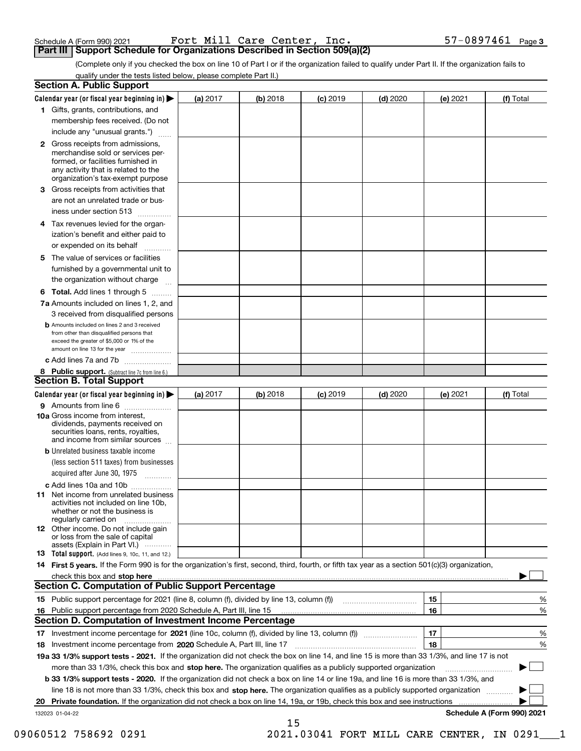Schedule A (Form 990) 2021 Fort Mill Care Center, Inc. 57-0897461 Page 3

## Part III Support Schedule for Organizations Described in Section 509(a)(2)

(Complete only if you checked the box on line 10 of Part I or if the organization failed to qualify under Part II. If the organization fails to qualify under the tests listed below, please complete Part II.)

### Section A. Public Support

| Calendar year (or fiscal year beginning in) ▶ | (a) 2017 | (b) 2018 | (c) 2019 | (d) 2020 | (e) 2021 | (f) Total |
|---|---|---|---|---|---|---|
| 1 Gifts, grants, contributions, and membership fees received. (Do not include any "unusual grants.") | | | | | | |
| 2 Gross receipts from admissions, merchandise sold or services performed, or facilities furnished in any activity that is related to the organization's tax-exempt purpose | | | | | | |
| 3 Gross receipts from activities that are not an unrelated trade or business under section 513 | | | | | | |
| 4 Tax revenues levied for the organization's benefit and either paid to or expended on its behalf | | | | | | |
| 5 The value of services or facilities furnished by a governmental unit to the organization without charge | | | | | | |
| 6 **Total.** Add lines 1 through 5 | | | | | | |
| 7a Amounts included on lines 1, 2, and 3 received from disqualified persons | | | | | | |
| b Amounts included on lines 2 and 3 received from other than disqualified persons that exceed the greater of $5,000 or 1% of the amount on line 13 for the year | | | | | | |
| c Add lines 7a and 7b | | | | | | |
| 8 **Public support.** (Subtract line 7c from line 6.) | | | | | | |

### Section B. Total Support

| Calendar year (or fiscal year beginning in) ▶ | (a) 2017 | (b) 2018 | (c) 2019 | (d) 2020 | (e) 2021 | (f) Total |
|---|---|---|---|---|---|---|
| 9 Amounts from line 6 | | | | | | |
| 10a Gross income from interest, dividends, payments received on securities loans, rents, royalties, and income from similar sources | | | | | | |
| b Unrelated business taxable income (less section 511 taxes) from businesses acquired after June 30, 1975 | | | | | | |
| c Add lines 10a and 10b | | | | | | |
| 11 Net income from unrelated business activities not included on line 10b, whether or not the business is regularly carried on | | | | | | |
| 12 Other income. Do not include gain or loss from the sale of capital assets (Explain in Part VI.) | | | | | | |
| 13 **Total support.** (Add lines 9, 10c, 11, and 12.) | | | | | | |

14 **First 5 years.** If the Form 990 is for the organization's first, second, third, fourth, or fifth tax year as a section 501(c)(3) organization, check this box and **stop here** ▶ ☐

### Section C. Computation of Public Support Percentage

| | | | |
|---|---|---|---|
| 15 | Public support percentage for 2021 (line 8, column (f), divided by line 13, column (f)) | 15 | % |
| 16 | Public support percentage from 2020 Schedule A, Part III, line 15 | 16 | % |

### Section D. Computation of Investment Income Percentage

| | | | |
|---|---|---|---|
| 17 | Investment income percentage for **2021** (line 10c, column (f), divided by line 13, column (f)) | 17 | % |
| 18 | Investment income percentage from **2020** Schedule A, Part III, line 17 | 18 | % |

**19a 33 1/3% support tests - 2021.** If the organization did not check the box on line 14, and line 15 is more than 33 1/3%, and line 17 is not more than 33 1/3%, check this box and **stop here.** The organization qualifies as a publicly supported organization ▶ ☐

**b 33 1/3% support tests - 2020.** If the organization did not check a box on line 14 or line 19a, and line 16 is more than 33 1/3%, and line 18 is not more than 33 1/3%, check this box and **stop here.** The organization qualifies as a publicly supported organization ▶ ☐

**20 Private foundation.** If the organization did not check a box on line 14, 19a, or 19b, check this box and see instructions ▶ ☐

132023 01-04-22 **Schedule A (Form 990) 2021**

09060512 758692 0291 2021.03041 FORT MILL CARE CENTER, IN 0291___1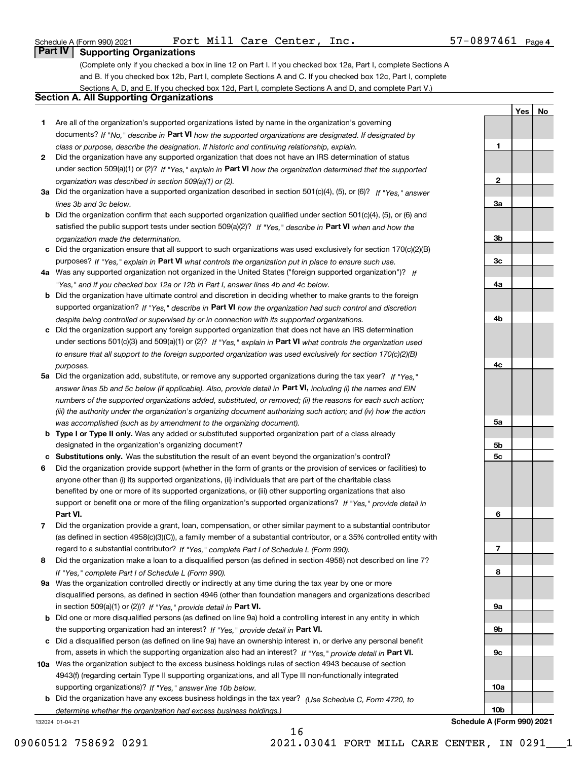Schedule A (Form 990) 2021 Fort Mill Care Center, Inc. 57-0897461 Page 4

## Part IV Supporting Organizations

(Complete only if you checked a box in line 12 on Part I. If you checked box 12a, Part I, complete Sections A and B. If you checked box 12b, Part I, complete Sections A and C. If you checked box 12c, Part I, complete Sections A, D, and E. If you checked box 12d, Part I, complete Sections A and D, and complete Part V.)

### Section A. All Supporting Organizations

| | | | Yes | No |
|---|---|---|---|---|
| **1** | Are all of the organization's supported organizations listed by name in the organization's governing documents? *If "No," describe in* **Part VI** *how the supported organizations are designated. If designated by class or purpose, describe the designation. If historic and continuing relationship, explain.* | **1** | | |
| **2** | Did the organization have any supported organization that does not have an IRS determination of status under section 509(a)(1) or (2)? *If "Yes," explain in* **Part VI** *how the organization determined that the supported organization was described in section 509(a)(1) or (2).* | **2** | | |
| **3a** | Did the organization have a supported organization described in section 501(c)(4), (5), or (6)? *If "Yes," answer lines 3b and 3c below.* | **3a** | | |
| **b** | Did the organization confirm that each supported organization qualified under section 501(c)(4), (5), or (6) and satisfied the public support tests under section 509(a)(2)? *If "Yes," describe in* **Part VI** *when and how the organization made the determination.* | **3b** | | |
| **c** | Did the organization ensure that all support to such organizations was used exclusively for section 170(c)(2)(B) purposes? *If "Yes," explain in* **Part VI** *what controls the organization put in place to ensure such use.* | **3c** | | |
| **4a** | Was any supported organization not organized in the United States ("foreign supported organization")? *If "Yes," and if you checked box 12a or 12b in Part I, answer lines 4b and 4c below.* | **4a** | | |
| **b** | Did the organization have ultimate control and discretion in deciding whether to make grants to the foreign supported organization? *If "Yes," describe in* **Part VI** *how the organization had such control and discretion despite being controlled or supervised by or in connection with its supported organizations.* | **4b** | | |
| **c** | Did the organization support any foreign supported organization that does not have an IRS determination under sections 501(c)(3) and 509(a)(1) or (2)? *If "Yes," explain in* **Part VI** *what controls the organization used to ensure that all support to the foreign supported organization was used exclusively for section 170(c)(2)(B) purposes.* | **4c** | | |
| **5a** | Did the organization add, substitute, or remove any supported organizations during the tax year? *If "Yes," answer lines 5b and 5c below (if applicable). Also, provide detail in* **Part VI,** *including (i) the names and EIN numbers of the supported organizations added, substituted, or removed; (ii) the reasons for each such action; (iii) the authority under the organization's organizing document authorizing such action; and (iv) how the action was accomplished (such as by amendment to the organizing document).* | **5a** | | |
| **b** | **Type I or Type II only.** Was any added or substituted supported organization part of a class already designated in the organization's organizing document? | **5b** | | |
| **c** | **Substitutions only.** Was the substitution the result of an event beyond the organization's control? | **5c** | | |
| **6** | Did the organization provide support (whether in the form of grants or the provision of services or facilities) to anyone other than (i) its supported organizations, (ii) individuals that are part of the charitable class benefited by one or more of its supported organizations, or (iii) other supporting organizations that also support or benefit one or more of the filing organization's supported organizations? *If "Yes," provide detail in* **Part VI.** | **6** | | |
| **7** | Did the organization provide a grant, loan, compensation, or other similar payment to a substantial contributor (as defined in section 4958(c)(3)(C)), a family member of a substantial contributor, or a 35% controlled entity with regard to a substantial contributor? *If "Yes," complete Part I of Schedule L (Form 990).* | **7** | | |
| **8** | Did the organization make a loan to a disqualified person (as defined in section 4958) not described on line 7? *If "Yes," complete Part I of Schedule L (Form 990).* | **8** | | |
| **9a** | Was the organization controlled directly or indirectly at any time during the tax year by one or more disqualified persons, as defined in section 4946 (other than foundation managers and organizations described in section 509(a)(1) or (2))? *If "Yes," provide detail in* **Part VI.** | **9a** | | |
| **b** | Did one or more disqualified persons (as defined on line 9a) hold a controlling interest in any entity in which the supporting organization had an interest? *If "Yes," provide detail in* **Part VI.** | **9b** | | |
| **c** | Did a disqualified person (as defined on line 9a) have an ownership interest in, or derive any personal benefit from, assets in which the supporting organization also had an interest? *If "Yes," provide detail in* **Part VI.** | **9c** | | |
| **10a** | Was the organization subject to the excess business holdings rules of section 4943 because of section 4943(f) (regarding certain Type II supporting organizations, and all Type III non-functionally integrated supporting organizations)? *If "Yes," answer line 10b below.* | **10a** | | |
| **b** | Did the organization have any excess business holdings in the tax year? *(Use Schedule C, Form 4720, to determine whether the organization had excess business holdings.)* | **10b** | | |

132024 01-04-21 **Schedule A (Form 990) 2021**

09060512 758692 0291 2021.03041 FORT MILL CARE CENTER, IN 0291___1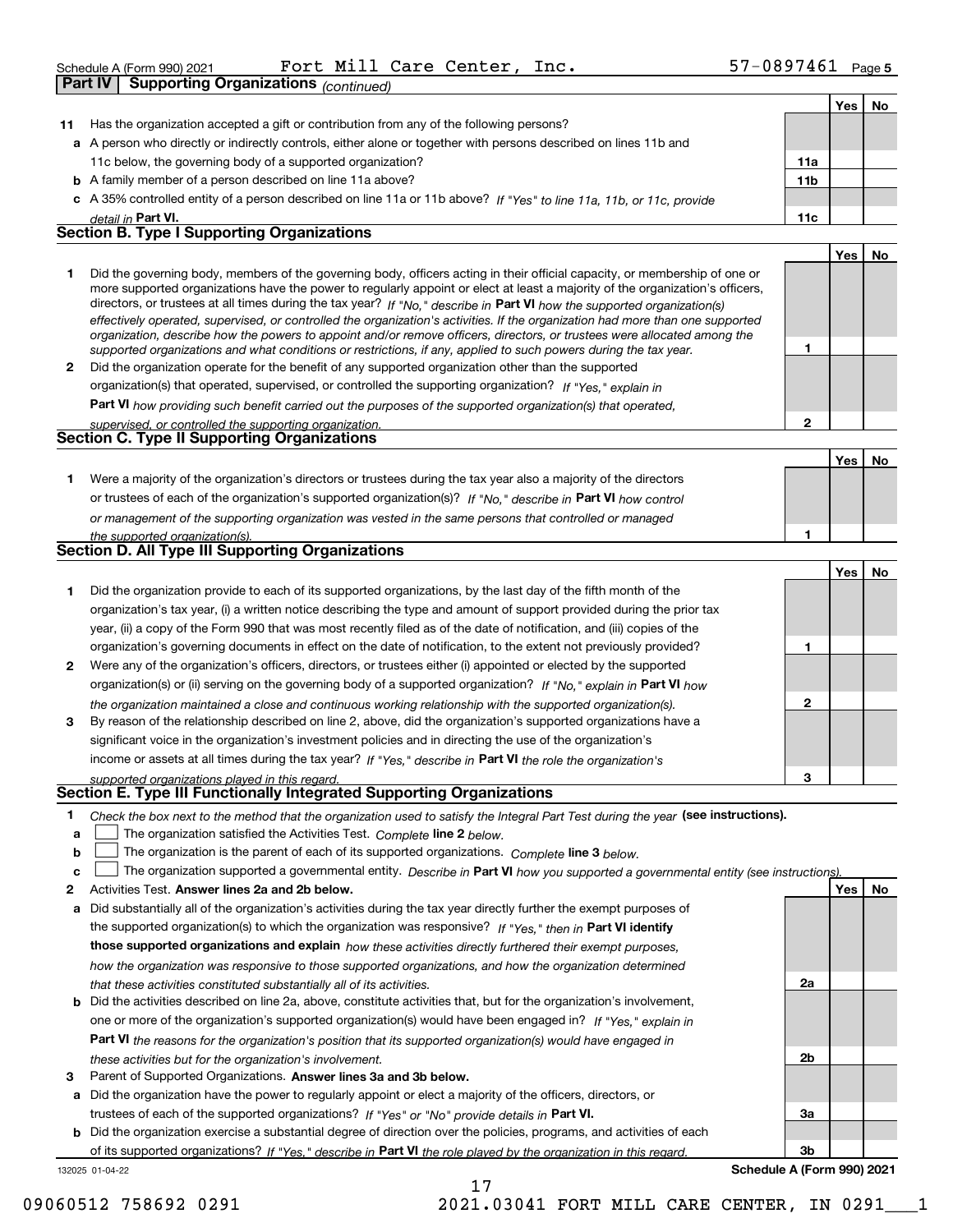Schedule A (Form 990) 2021 Fort Mill Care Center, Inc. 57-0897461 Page 5

**Part IV | Supporting Organizations** *(continued)*

| | | | Yes | No |
|---|---|---|---|---|
| **11** | Has the organization accepted a gift or contribution from any of the following persons? | | | |
| **a** | A person who directly or indirectly controls, either alone or together with persons described on lines 11b and 11c below, the governing body of a supported organization? | 11a | | |
| **b** | A family member of a person described on line 11a above? | 11b | | |
| **c** | A 35% controlled entity of a person described on line 11a or 11b above? *If "Yes" to line 11a, 11b, or 11c, provide detail in* **Part VI.** | 11c | | |

## Section B. Type I Supporting Organizations

| | | | Yes | No |
|---|---|---|---|---|
| **1** | Did the governing body, members of the governing body, officers acting in their official capacity, or membership of one or more supported organizations have the power to regularly appoint or elect at least a majority of the organization's officers, directors, or trustees at all times during the tax year? *If "No," describe in* **Part VI** *how the supported organization(s) effectively operated, supervised, or controlled the organization's activities. If the organization had more than one supported organization, describe how the powers to appoint and/or remove officers, directors, or trustees were allocated among the supported organizations and what conditions or restrictions, if any, applied to such powers during the tax year.* | 1 | | |
| **2** | Did the organization operate for the benefit of any supported organization other than the supported organization(s) that operated, supervised, or controlled the supporting organization? *If "Yes," explain in* **Part VI** *how providing such benefit carried out the purposes of the supported organization(s) that operated, supervised, or controlled the supporting organization.* | 2 | | |

## Section C. Type II Supporting Organizations

| | | | Yes | No |
|---|---|---|---|---|
| **1** | Were a majority of the organization's directors or trustees during the tax year also a majority of the directors or trustees of each of the organization's supported organization(s)? *If "No," describe in* **Part VI** *how control or management of the supporting organization was vested in the same persons that controlled or managed the supported organization(s).* | 1 | | |

## Section D. All Type III Supporting Organizations

| | | | Yes | No |
|---|---|---|---|---|
| **1** | Did the organization provide to each of its supported organizations, by the last day of the fifth month of the organization's tax year, (i) a written notice describing the type and amount of support provided during the prior tax year, (ii) a copy of the Form 990 that was most recently filed as of the date of notification, and (iii) copies of the organization's governing documents in effect on the date of notification, to the extent not previously provided? | 1 | | |
| **2** | Were any of the organization's officers, directors, or trustees either (i) appointed or elected by the supported organization(s) or (ii) serving on the governing body of a supported organization? *If "No," explain in* **Part VI** *how the organization maintained a close and continuous working relationship with the supported organization(s).* | 2 | | |
| **3** | By reason of the relationship described on line 2, above, did the organization's supported organizations have a significant voice in the organization's investment policies and in directing the use of the organization's income or assets at all times during the tax year? *If "Yes," describe in* **Part VI** *the role the organization's supported organizations played in this regard.* | 3 | | |

## Section E. Type III Functionally Integrated Supporting Organizations

**1** *Check the box next to the method that the organization used to satisfy the Integral Part Test during the year* **(see instructions).**

- **a** ☐ The organization satisfied the Activities Test. *Complete* **line 2** *below.*
- **b** ☐ The organization is the parent of each of its supported organizations. *Complete* **line 3** *below.*
- **c** ☐ The organization supported a governmental entity. *Describe in* **Part VI** *how you supported a governmental entity (see instructions).*

| | | | Yes | No |
|---|---|---|---|---|
| **2** | Activities Test. **Answer lines 2a and 2b below.** | | | |
| **a** | Did substantially all of the organization's activities during the tax year directly further the exempt purposes of the supported organization(s) to which the organization was responsive? *If "Yes," then in* **Part VI identify those supported organizations and explain** *how these activities directly furthered their exempt purposes, how the organization was responsive to those supported organizations, and how the organization determined that these activities constituted substantially all of its activities.* | 2a | | |
| **b** | Did the activities described on line 2a, above, constitute activities that, but for the organization's involvement, one or more of the organization's supported organization(s) would have been engaged in? *If "Yes," explain in* **Part VI** *the reasons for the organization's position that its supported organization(s) would have engaged in these activities but for the organization's involvement.* | 2b | | |
| **3** | Parent of Supported Organizations. **Answer lines 3a and 3b below.** | | | |
| **a** | Did the organization have the power to regularly appoint or elect a majority of the officers, directors, or trustees of each of the supported organizations? *If "Yes" or "No" provide details in* **Part VI.** | 3a | | |
| **b** | Did the organization exercise a substantial degree of direction over the policies, programs, and activities of each of its supported organizations? *If "Yes," describe in* **Part VI** *the role played by the organization in this regard.* | 3b | | |

132025 01-04-22 **Schedule A (Form 990) 2021**

09060512 758692 0291 2021.03041 FORT MILL CARE CENTER, IN 0291___1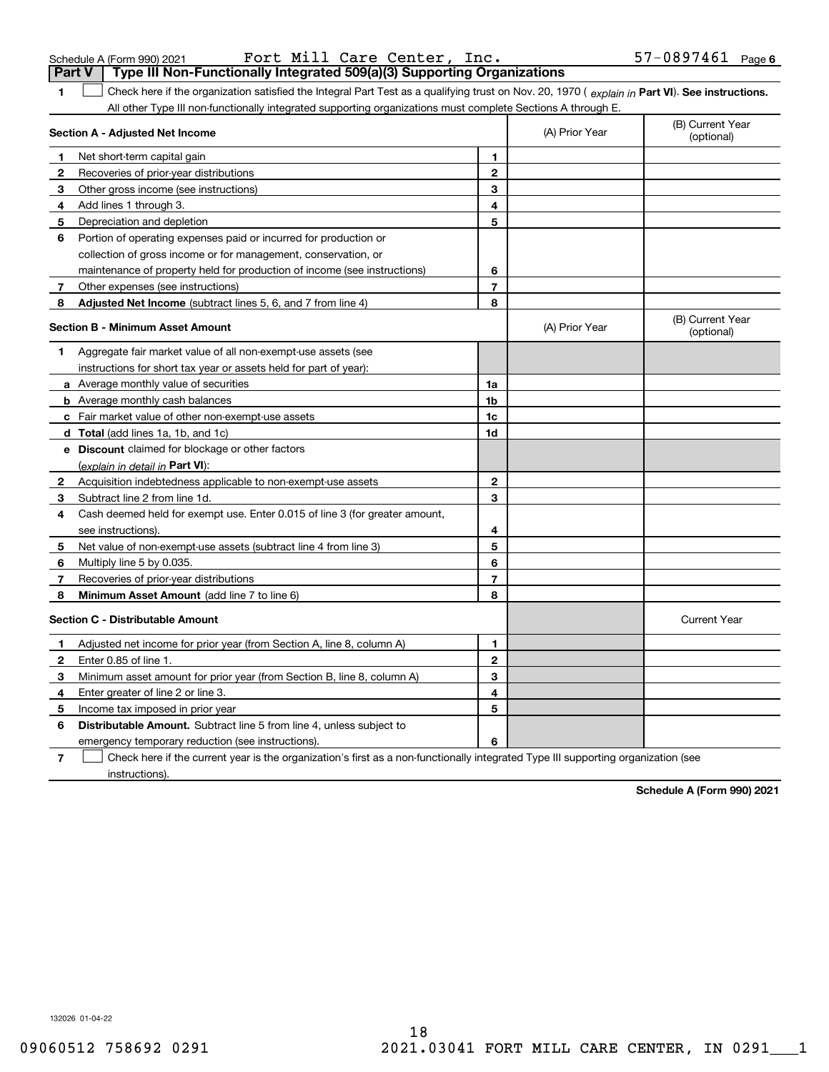Schedule A (Form 990) 2021 Fort Mill Care Center, Inc. 57-0897461 Page 6

## Part V Type III Non-Functionally Integrated 509(a)(3) Supporting Organizations

**1** ☐ Check here if the organization satisfied the Integral Part Test as a qualifying trust on Nov. 20, 1970 ( *explain in* **Part VI**). **See instructions.** All other Type III non-functionally integrated supporting organizations must complete Sections A through E.

| Section A - Adjusted Net Income | | (A) Prior Year | (B) Current Year (optional) |
|---|---|---|---|
| **1** Net short-term capital gain | 1 | | |
| **2** Recoveries of prior-year distributions | 2 | | |
| **3** Other gross income (see instructions) | 3 | | |
| **4** Add lines 1 through 3. | 4 | | |
| **5** Depreciation and depletion | 5 | | |
| **6** Portion of operating expenses paid or incurred for production or collection of gross income or for management, conservation, or maintenance of property held for production of income (see instructions) | 6 | | |
| **7** Other expenses (see instructions) | 7 | | |
| **8** **Adjusted Net Income** (subtract lines 5, 6, and 7 from line 4) | 8 | | |

| Section B - Minimum Asset Amount | | (A) Prior Year | (B) Current Year (optional) |
|---|---|---|---|
| **1** Aggregate fair market value of all non-exempt-use assets (see instructions for short tax year or assets held for part of year): | | | |
| **a** Average monthly value of securities | 1a | | |
| **b** Average monthly cash balances | 1b | | |
| **c** Fair market value of other non-exempt-use assets | 1c | | |
| **d** **Total** (add lines 1a, 1b, and 1c) | 1d | | |
| **e** **Discount** claimed for blockage or other factors (*explain in detail in* **Part VI**): | | | |
| **2** Acquisition indebtedness applicable to non-exempt-use assets | 2 | | |
| **3** Subtract line 2 from line 1d. | 3 | | |
| **4** Cash deemed held for exempt use. Enter 0.015 of line 3 (for greater amount, see instructions). | 4 | | |
| **5** Net value of non-exempt-use assets (subtract line 4 from line 3) | 5 | | |
| **6** Multiply line 5 by 0.035. | 6 | | |
| **7** Recoveries of prior-year distributions | 7 | | |
| **8** **Minimum Asset Amount** (add line 7 to line 6) | 8 | | |

| Section C - Distributable Amount | | | Current Year |
|---|---|---|---|
| **1** Adjusted net income for prior year (from Section A, line 8, column A) | 1 | | |
| **2** Enter 0.85 of line 1. | 2 | | |
| **3** Minimum asset amount for prior year (from Section B, line 8, column A) | 3 | | |
| **4** Enter greater of line 2 or line 3. | 4 | | |
| **5** Income tax imposed in prior year | 5 | | |
| **6** **Distributable Amount.** Subtract line 5 from line 4, unless subject to emergency temporary reduction (see instructions). | 6 | | |

**7** ☐ Check here if the current year is the organization's first as a non-functionally integrated Type III supporting organization (see instructions).

**Schedule A (Form 990) 2021**

132026 01-04-22

09060512 758692 0291 2021.03041 FORT MILL CARE CENTER, IN 0291___1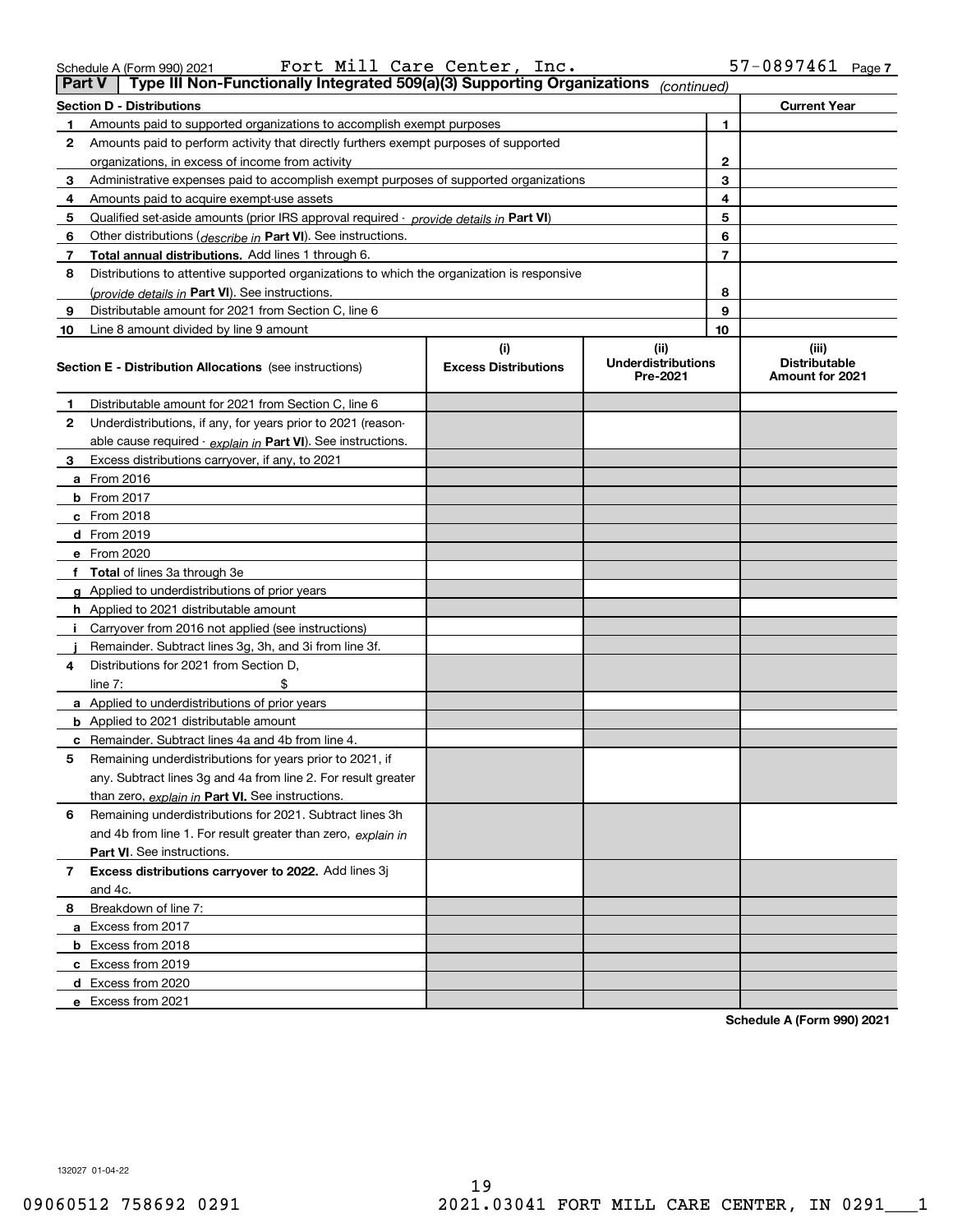Schedule A (Form 990) 2021 Fort Mill Care Center, Inc. 57-0897461 Page 7

**Part V** Type III Non-Functionally Integrated 509(a)(3) Supporting Organizations *(continued)*

| Section D - Distributions | | Current Year |
|---|---|---|
| 1 Amounts paid to supported organizations to accomplish exempt purposes | 1 | |
| 2 Amounts paid to perform activity that directly furthers exempt purposes of supported organizations, in excess of income from activity | 2 | |
| 3 Administrative expenses paid to accomplish exempt purposes of supported organizations | 3 | |
| 4 Amounts paid to acquire exempt-use assets | 4 | |
| 5 Qualified set-aside amounts (prior IRS approval required - *provide details in* **Part VI**) | 5 | |
| 6 Other distributions (*describe in* **Part VI**). See instructions. | 6 | |
| 7 **Total annual distributions.** Add lines 1 through 6. | 7 | |
| 8 Distributions to attentive supported organizations to which the organization is responsive (*provide details in* **Part VI**). See instructions. | 8 | |
| 9 Distributable amount for 2021 from Section C, line 6 | 9 | |
| 10 Line 8 amount divided by line 9 amount | 10 | |

| **Section E - Distribution Allocations** (see instructions) | (i) Excess Distributions | (ii) Underdistributions Pre-2021 | (iii) Distributable Amount for 2021 |
|---|---|---|---|
| 1 Distributable amount for 2021 from Section C, line 6 | | | |
| 2 Underdistributions, if any, for years prior to 2021 (reasonable cause required - *explain in* **Part VI**). See instructions. | | | |
| 3 Excess distributions carryover, if any, to 2021 | | | |
| a From 2016 | | | |
| b From 2017 | | | |
| c From 2018 | | | |
| d From 2019 | | | |
| e From 2020 | | | |
| f **Total** of lines 3a through 3e | | | |
| g Applied to underdistributions of prior years | | | |
| h Applied to 2021 distributable amount | | | |
| i Carryover from 2016 not applied (see instructions) | | | |
| j Remainder. Subtract lines 3g, 3h, and 3i from line 3f. | | | |
| 4 Distributions for 2021 from Section D, line 7: $ | | | |
| a Applied to underdistributions of prior years | | | |
| b Applied to 2021 distributable amount | | | |
| c Remainder. Subtract lines 4a and 4b from line 4. | | | |
| 5 Remaining underdistributions for years prior to 2021, if any. Subtract lines 3g and 4a from line 2. For result greater than zero, *explain in* **Part VI.** See instructions. | | | |
| 6 Remaining underdistributions for 2021. Subtract lines 3h and 4b from line 1. For result greater than zero, *explain in* **Part VI**. See instructions. | | | |
| 7 **Excess distributions carryover to 2022.** Add lines 3j and 4c. | | | |
| 8 Breakdown of line 7: | | | |
| a Excess from 2017 | | | |
| b Excess from 2018 | | | |
| c Excess from 2019 | | | |
| d Excess from 2020 | | | |
| e Excess from 2021 | | | |

**Schedule A (Form 990) 2021**

132027 01-04-22

09060512 758692 0291 2021.03041 FORT MILL CARE CENTER, IN 0291___1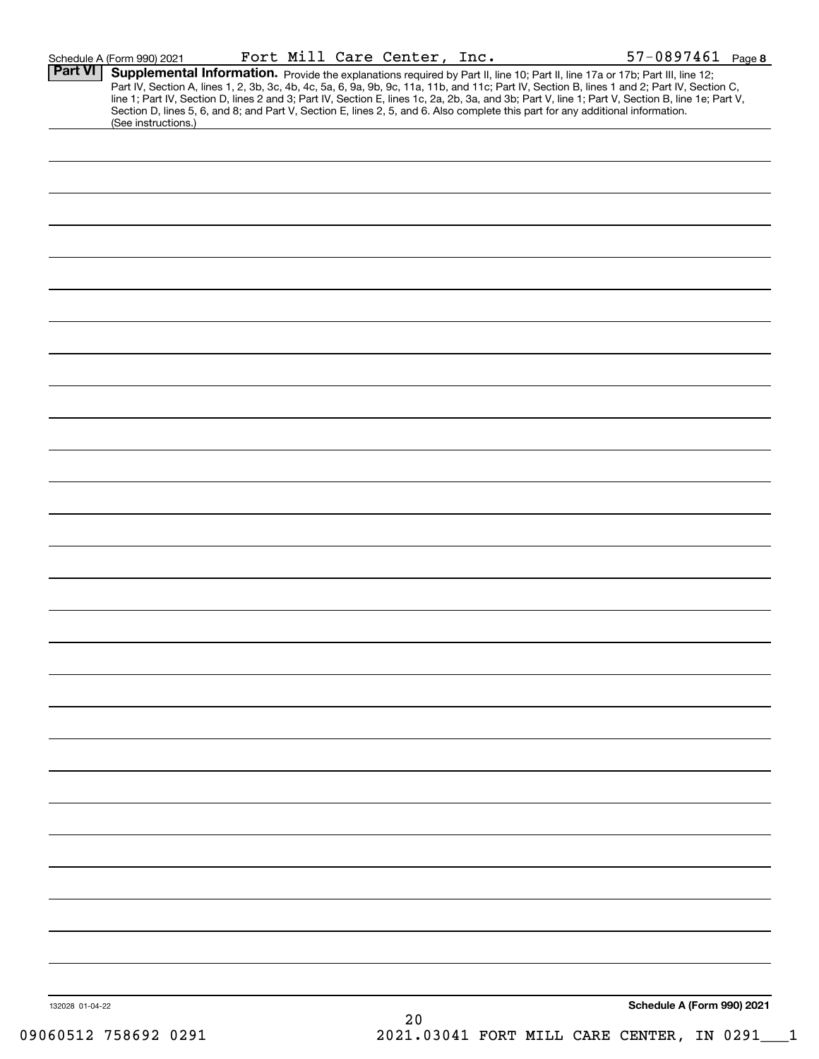Schedule A (Form 990) 2021 Fort Mill Care Center, Inc. 57-0897461 Page 8

**Part VI** **Supplemental Information.** Provide the explanations required by Part II, line 10; Part II, line 17a or 17b; Part III, line 12; Part IV, Section A, lines 1, 2, 3b, 3c, 4b, 4c, 5a, 6, 9a, 9b, 9c, 11a, 11b, and 11c; Part IV, Section B, lines 1 and 2; Part IV, Section C, line 1; Part IV, Section D, lines 2 and 3; Part IV, Section E, lines 1c, 2a, 2b, 3a, and 3b; Part V, line 1; Part V, Section B, line 1e; Part V, Section D, lines 5, 6, and 8; and Part V, Section E, lines 2, 5, and 6. Also complete this part for any additional information. (See instructions.)

132028 01-04-22 **Schedule A (Form 990) 2021**

09060512 758692 0291 2021.03041 FORT MILL CARE CENTER, IN 0291___1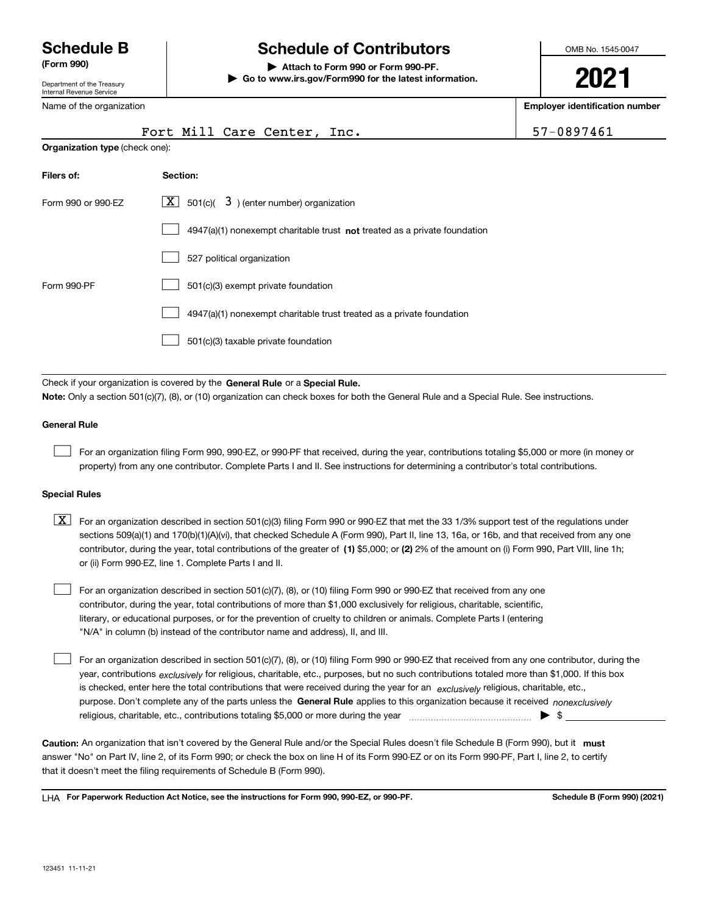# Schedule B (Form 990)

Department of the Treasury
Internal Revenue Service

## Schedule of Contributors

▶ Attach to Form 990 or Form 990-PF.
▶ Go to www.irs.gov/Form990 for the latest information.

OMB No. 1545-0047

**2021**

| Name of the organization | Employer identification number |
|---|---|
| Fort Mill Care Center, Inc. | 57-0897461 |

**Organization type** (check one):

| Filers of: | Section: |
|---|---|
| Form 990 or 990-EZ | [X] 501(c)( 3 ) (enter number) organization |
| | [ ] 4947(a)(1) nonexempt charitable trust **not** treated as a private foundation |
| | [ ] 527 political organization |
| Form 990-PF | [ ] 501(c)(3) exempt private foundation |
| | [ ] 4947(a)(1) nonexempt charitable trust treated as a private foundation |
| | [ ] 501(c)(3) taxable private foundation |

Check if your organization is covered by the **General Rule** or a **Special Rule.**

**Note:** Only a section 501(c)(7), (8), or (10) organization can check boxes for both the General Rule and a Special Rule. See instructions.

### General Rule

[ ] For an organization filing Form 990, 990-EZ, or 990-PF that received, during the year, contributions totaling $5,000 or more (in money or property) from any one contributor. Complete Parts I and II. See instructions for determining a contributor's total contributions.

### Special Rules

[X] For an organization described in section 501(c)(3) filing Form 990 or 990-EZ that met the 33 1/3% support test of the regulations under sections 509(a)(1) and 170(b)(1)(A)(vi), that checked Schedule A (Form 990), Part II, line 13, 16a, or 16b, and that received from any one contributor, during the year, total contributions of the greater of **(1)** $5,000; or **(2)** 2% of the amount on (i) Form 990, Part VIII, line 1h; or (ii) Form 990-EZ, line 1. Complete Parts I and II.

[ ] For an organization described in section 501(c)(7), (8), or (10) filing Form 990 or 990-EZ that received from any one contributor, during the year, total contributions of more than $1,000 exclusively for religious, charitable, scientific, literary, or educational purposes, or for the prevention of cruelty to children or animals. Complete Parts I (entering "N/A" in column (b) instead of the contributor name and address), II, and III.

[ ] For an organization described in section 501(c)(7), (8), or (10) filing Form 990 or 990-EZ that received from any one contributor, during the year, contributions *exclusively* for religious, charitable, etc., purposes, but no such contributions totaled more than $1,000. If this box is checked, enter here the total contributions that were received during the year for an *exclusively* religious, charitable, etc., purpose. Don't complete any of the parts unless the **General Rule** applies to this organization because it received *nonexclusively* religious, charitable, etc., contributions totaling $5,000 or more during the year ▶ $ ____________

**Caution:** An organization that isn't covered by the General Rule and/or the Special Rules doesn't file Schedule B (Form 990), but it **must** answer "No" on Part IV, line 2, of its Form 990; or check the box on line H of its Form 990-EZ or on its Form 990-PF, Part I, line 2, to certify that it doesn't meet the filing requirements of Schedule B (Form 990).

LHA **For Paperwork Reduction Act Notice, see the instructions for Form 990, 990-EZ, or 990-PF.** **Schedule B (Form 990) (2021)**

123451 11-11-21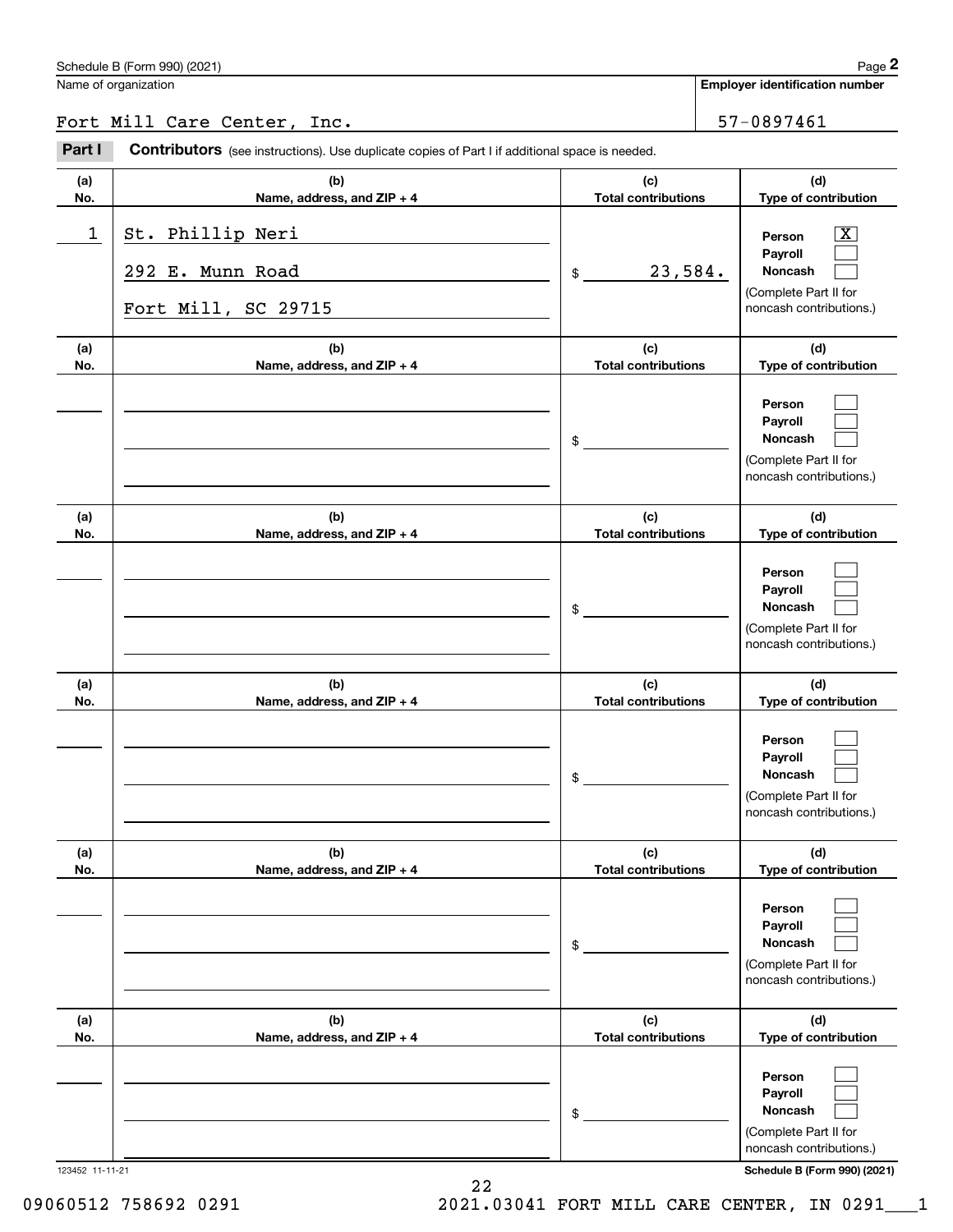Name of organization: Fort Mill Care Center, Inc.

**Employer identification number:** 57-0897461

## Part I — Contributors

(see instructions). Use duplicate copies of Part I if additional space is needed.

| (a) No. | (b) Name, address, and ZIP + 4 | (c) Total contributions | (d) Type of contribution |
|---|---|---|---|
| 1 | St. Phillip Neri<br>292 E. Munn Road<br>Fort Mill, SC 29715 | $ 23,584. | Person [X]<br>Payroll [ ]<br>Noncash [ ]<br>(Complete Part II for noncash contributions.) |
| | | $ | Person [ ]<br>Payroll [ ]<br>Noncash [ ]<br>(Complete Part II for noncash contributions.) |
| | | $ | Person [ ]<br>Payroll [ ]<br>Noncash [ ]<br>(Complete Part II for noncash contributions.) |
| | | $ | Person [ ]<br>Payroll [ ]<br>Noncash [ ]<br>(Complete Part II for noncash contributions.) |
| | | $ | Person [ ]<br>Payroll [ ]<br>Noncash [ ]<br>(Complete Part II for noncash contributions.) |
| | | $ | Person [ ]<br>Payroll [ ]<br>Noncash [ ]<br>(Complete Part II for noncash contributions.) |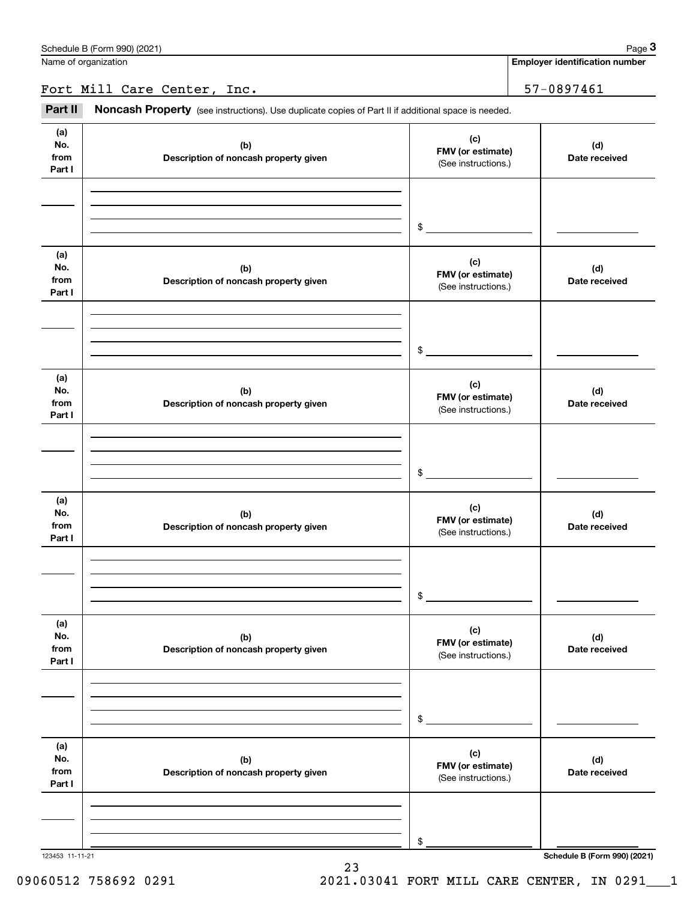Name of organization

Fort Mill Care Center, Inc.

**Employer identification number**

57-0897461

**Part II** **Noncash Property** (see instructions). Use duplicate copies of Part II if additional space is needed.

| (a) No. from Part I | (b) Description of noncash property given | (c) FMV (or estimate) (See instructions.) | (d) Date received |
|---|---|---|---|
| | | $ | |

| (a) No. from Part I | (b) Description of noncash property given | (c) FMV (or estimate) (See instructions.) | (d) Date received |
|---|---|---|---|
| | | $ | |

| (a) No. from Part I | (b) Description of noncash property given | (c) FMV (or estimate) (See instructions.) | (d) Date received |
|---|---|---|---|
| | | $ | |

| (a) No. from Part I | (b) Description of noncash property given | (c) FMV (or estimate) (See instructions.) | (d) Date received |
|---|---|---|---|
| | | $ | |

| (a) No. from Part I | (b) Description of noncash property given | (c) FMV (or estimate) (See instructions.) | (d) Date received |
|---|---|---|---|
| | | $ | |

| (a) No. from Part I | (b) Description of noncash property given | (c) FMV (or estimate) (See instructions.) | (d) Date received |
|---|---|---|---|
| | | $ | |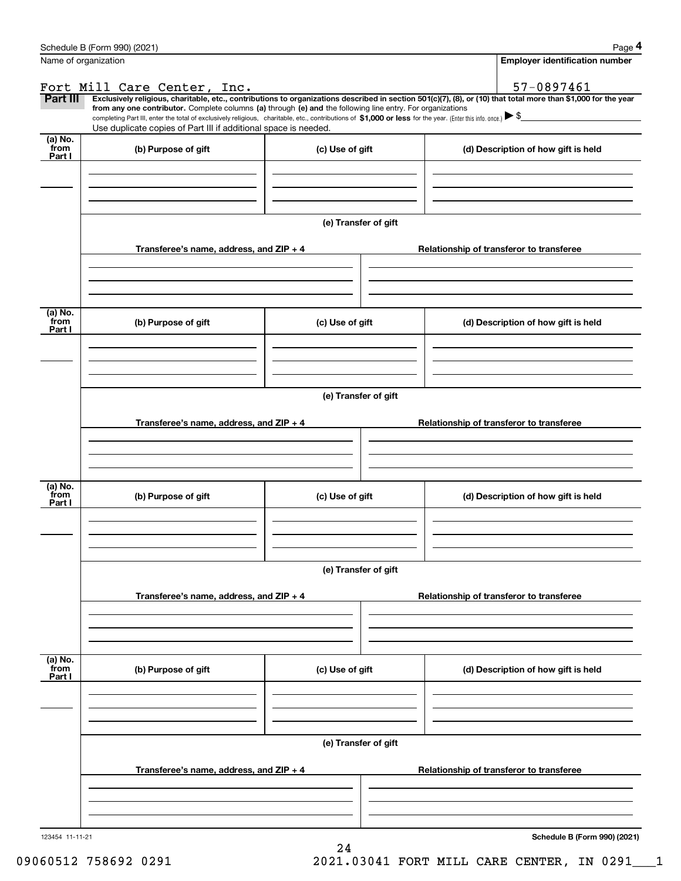Name of organization

Fort Mill Care Center, Inc.

**Employer identification number**

57-0897461

**Part III** **Exclusively religious, charitable, etc., contributions to organizations described in section 501(c)(7), (8), or (10) that total more than $1,000 for the year from any one contributor.** Complete columns **(a)** through **(e) and** the following line entry. For organizations completing Part III, enter the total of exclusively religious, charitable, etc., contributions of **$1,000 or less** for the year. (Enter this info. once.) ▶ $

Use duplicate copies of Part III if additional space is needed.

| (a) No. from Part I | (b) Purpose of gift | (c) Use of gift | (d) Description of how gift is held |
|---|---|---|---|
| | | | |

**(e) Transfer of gift**

| Transferee's name, address, and ZIP + 4 | Relationship of transferor to transferee |
|---|---|
| | |

| (a) No. from Part I | (b) Purpose of gift | (c) Use of gift | (d) Description of how gift is held |
|---|---|---|---|
| | | | |

**(e) Transfer of gift**

| Transferee's name, address, and ZIP + 4 | Relationship of transferor to transferee |
|---|---|
| | |

| (a) No. from Part I | (b) Purpose of gift | (c) Use of gift | (d) Description of how gift is held |
|---|---|---|---|
| | | | |

**(e) Transfer of gift**

| Transferee's name, address, and ZIP + 4 | Relationship of transferor to transferee |
|---|---|
| | |

| (a) No. from Part I | (b) Purpose of gift | (c) Use of gift | (d) Description of how gift is held |
|---|---|---|---|
| | | | |

**(e) Transfer of gift**

| Transferee's name, address, and ZIP + 4 | Relationship of transferor to transferee |
|---|---|
| | |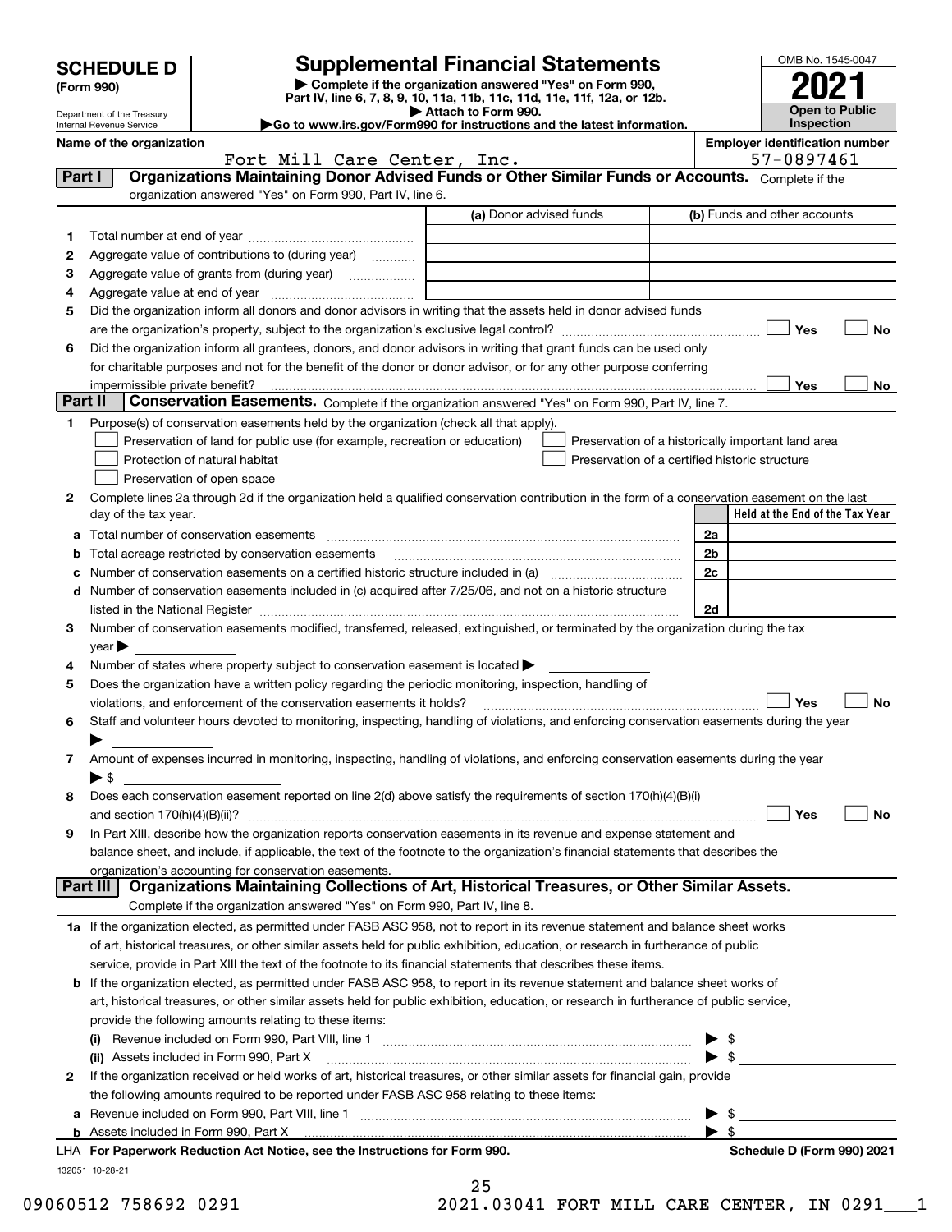**SCHEDULE D**
**(Form 990)**

Department of the Treasury
Internal Revenue Service

# Supplemental Financial Statements

▶ Complete if the organization answered "Yes" on Form 990, Part IV, line 6, 7, 8, 9, 10, 11a, 11b, 11c, 11d, 11e, 11f, 12a, or 12b.
▶ Attach to Form 990.
▶Go to www.irs.gov/Form990 for instructions and the latest information.

OMB No. 1545-0047
**2021**
**Open to Public Inspection**

**Name of the organization:** Fort Mill Care Center, Inc.
**Employer identification number:** 57-0897461

## Part I — Organizations Maintaining Donor Advised Funds or Other Similar Funds or Accounts.
Complete if the organization answered "Yes" on Form 990, Part IV, line 6.

| | | (a) Donor advised funds | (b) Funds and other accounts |
|---|---|---|---|
| 1 | Total number at end of year | | |
| 2 | Aggregate value of contributions to (during year) | | |
| 3 | Aggregate value of grants from (during year) | | |
| 4 | Aggregate value at end of year | | |

5 Did the organization inform all donors and donor advisors in writing that the assets held in donor advised funds are the organization's property, subject to the organization's exclusive legal control? ☐ Yes ☐ No

6 Did the organization inform all grantees, donors, and donor advisors in writing that grant funds can be used only for charitable purposes and not for the benefit of the donor or donor advisor, or for any other purpose conferring impermissible private benefit? ☐ Yes ☐ No

## Part II — Conservation Easements.
Complete if the organization answered "Yes" on Form 990, Part IV, line 7.

1 Purpose(s) of conservation easements held by the organization (check all that apply).
- ☐ Preservation of land for public use (for example, recreation or education)
- ☐ Protection of natural habitat
- ☐ Preservation of open space
- ☐ Preservation of a historically important land area
- ☐ Preservation of a certified historic structure

2 Complete lines 2a through 2d if the organization held a qualified conservation contribution in the form of a conservation easement on the last day of the tax year.

| | | | Held at the End of the Tax Year |
|---|---|---|---|
| a | Total number of conservation easements | 2a | |
| b | Total acreage restricted by conservation easements | 2b | |
| c | Number of conservation easements on a certified historic structure included in (a) | 2c | |
| d | Number of conservation easements included in (c) acquired after 7/25/06, and not on a historic structure listed in the National Register | 2d | |

3 Number of conservation easements modified, transferred, released, extinguished, or terminated by the organization during the tax year ▶

4 Number of states where property subject to conservation easement is located ▶

5 Does the organization have a written policy regarding the periodic monitoring, inspection, handling of violations, and enforcement of the conservation easements it holds? ☐ Yes ☐ No

6 Staff and volunteer hours devoted to monitoring, inspecting, handling of violations, and enforcing conservation easements during the year ▶

7 Amount of expenses incurred in monitoring, inspecting, handling of violations, and enforcing conservation easements during the year ▶ $

8 Does each conservation easement reported on line 2(d) above satisfy the requirements of section 170(h)(4)(B)(i) and section 170(h)(4)(B)(ii)? ☐ Yes ☐ No

9 In Part XIII, describe how the organization reports conservation easements in its revenue and expense statement and balance sheet, and include, if applicable, the text of the footnote to the organization's financial statements that describes the organization's accounting for conservation easements.

## Part III — Organizations Maintaining Collections of Art, Historical Treasures, or Other Similar Assets.
Complete if the organization answered "Yes" on Form 990, Part IV, line 8.

1a If the organization elected, as permitted under FASB ASC 958, not to report in its revenue statement and balance sheet works of art, historical treasures, or other similar assets held for public exhibition, education, or research in furtherance of public service, provide in Part XIII the text of the footnote to its financial statements that describes these items.

b If the organization elected, as permitted under FASB ASC 958, to report in its revenue statement and balance sheet works of art, historical treasures, or other similar assets held for public exhibition, education, or research in furtherance of public service, provide the following amounts relating to these items:

(i) Revenue included on Form 990, Part VIII, line 1 ▶ $

(ii) Assets included in Form 990, Part X ▶ $

2 If the organization received or held works of art, historical treasures, or other similar assets for financial gain, provide the following amounts required to be reported under FASB ASC 958 relating to these items:

a Revenue included on Form 990, Part VIII, line 1 ▶ $

b Assets included in Form 990, Part X ▶ $

**LHA For Paperwork Reduction Act Notice, see the Instructions for Form 990.** **Schedule D (Form 990) 2021**

132051 10-28-21

09060512 758692 0291 2021.03041 FORT MILL CARE CENTER, IN 0291___1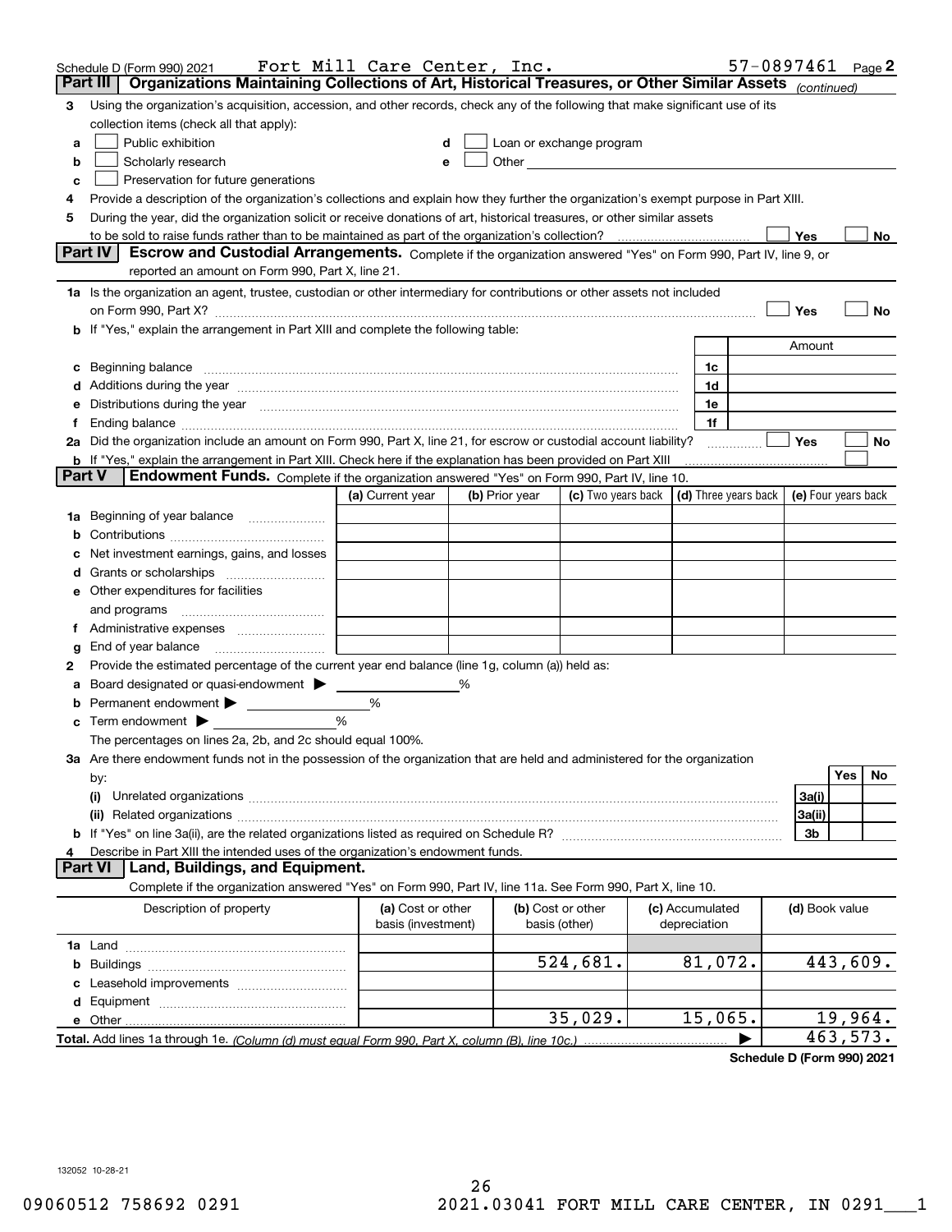Schedule D (Form 990) 2021 Fort Mill Care Center, Inc. 57-0897461 Page 2

## Part III Organizations Maintaining Collections of Art, Historical Treasures, or Other Similar Assets *(continued)*

3 Using the organization's acquisition, accession, and other records, check any of the following that make significant use of its collection items (check all that apply):

- a ☐ Public exhibition
- b ☐ Scholarly research
- c ☐ Preservation for future generations
- d ☐ Loan or exchange program
- e ☐ Other

4 Provide a description of the organization's collections and explain how they further the organization's exempt purpose in Part XIII.

5 During the year, did the organization solicit or receive donations of art, historical treasures, or other similar assets to be sold to raise funds rather than to be maintained as part of the organization's collection? ☐ Yes ☐ No

## Part IV Escrow and Custodial Arrangements.

Complete if the organization answered "Yes" on Form 990, Part IV, line 9, or reported an amount on Form 990, Part X, line 21.

1a Is the organization an agent, trustee, custodian or other intermediary for contributions or other assets not included on Form 990, Part X? ☐ Yes ☐ No

b If "Yes," explain the arrangement in Part XIII and complete the following table:

| | | Amount |
|---|---|---|
| c Beginning balance | 1c | |
| d Additions during the year | 1d | |
| e Distributions during the year | 1e | |
| f Ending balance | 1f | |

2a Did the organization include an amount on Form 990, Part X, line 21, for escrow or custodial account liability? ☐ Yes ☐ No

b If "Yes," explain the arrangement in Part XIII. Check here if the explanation has been provided on Part XIII ☐

## Part V Endowment Funds.

Complete if the organization answered "Yes" on Form 990, Part IV, line 10.

| | (a) Current year | (b) Prior year | (c) Two years back | (d) Three years back | (e) Four years back |
|---|---|---|---|---|---|
| 1a Beginning of year balance | | | | | |
| b Contributions | | | | | |
| c Net investment earnings, gains, and losses | | | | | |
| d Grants or scholarships | | | | | |
| e Other expenditures for facilities and programs | | | | | |
| f Administrative expenses | | | | | |
| g End of year balance | | | | | |

2 Provide the estimated percentage of the current year end balance (line 1g, column (a)) held as:

a Board designated or quasi-endowment ▶ %

b Permanent endowment ▶ %

c Term endowment ▶ %

The percentages on lines 2a, 2b, and 2c should equal 100%.

3a Are there endowment funds not in the possession of the organization that are held and administered for the organization by:

| | | Yes | No |
|---|---|---|---|
| (i) Unrelated organizations | 3a(i) | | |
| (ii) Related organizations | 3a(ii) | | |
| b If "Yes" on line 3a(ii), are the related organizations listed as required on Schedule R? | 3b | | |

4 Describe in Part XIII the intended uses of the organization's endowment funds.

## Part VI Land, Buildings, and Equipment.

Complete if the organization answered "Yes" on Form 990, Part IV, line 11a. See Form 990, Part X, line 10.

| Description of property | (a) Cost or other basis (investment) | (b) Cost or other basis (other) | (c) Accumulated depreciation | (d) Book value |
|---|---|---|---|---|
| 1a Land | | | | |
| b Buildings | | 524,681. | 81,072. | 443,609. |
| c Leasehold improvements | | | | |
| d Equipment | | | | |
| e Other | | 35,029. | 15,065. | 19,964. |
| **Total.** Add lines 1a through 1e. *(Column (d) must equal Form 990, Part X, column (B), line 10c.)* | | | ▶ | 463,573. |

**Schedule D (Form 990) 2021**

132052 10-28-21

09060512 758692 0291 2021.03041 FORT MILL CARE CENTER, IN 0291___1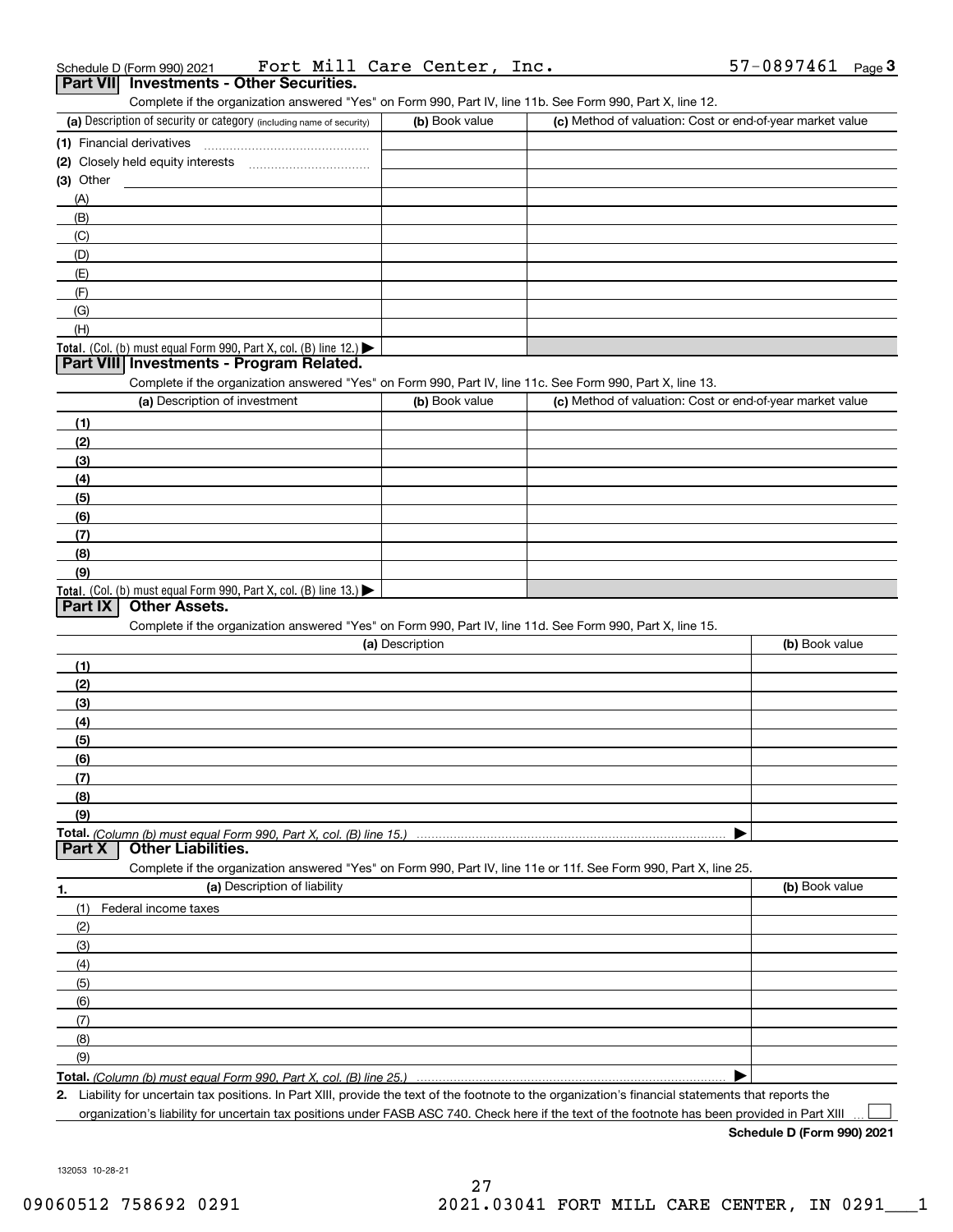Schedule D (Form 990) 2021 Fort Mill Care Center, Inc. 57-0897461 Page 3

## Part VII Investments - Other Securities.

Complete if the organization answered "Yes" on Form 990, Part IV, line 11b. See Form 990, Part X, line 12.

| (a) Description of security or category (including name of security) | (b) Book value | (c) Method of valuation: Cost or end-of-year market value |
|---|---|---|
| (1) Financial derivatives | | |
| (2) Closely held equity interests | | |
| (3) Other | | |
| (A) | | |
| (B) | | |
| (C) | | |
| (D) | | |
| (E) | | |
| (F) | | |
| (G) | | |
| (H) | | |
| **Total.** (Col. (b) must equal Form 990, Part X, col. (B) line 12.) ▶ | | |

## Part VIII Investments - Program Related.

Complete if the organization answered "Yes" on Form 990, Part IV, line 11c. See Form 990, Part X, line 13.

| (a) Description of investment | (b) Book value | (c) Method of valuation: Cost or end-of-year market value |
|---|---|---|
| (1) | | |
| (2) | | |
| (3) | | |
| (4) | | |
| (5) | | |
| (6) | | |
| (7) | | |
| (8) | | |
| (9) | | |
| **Total.** (Col. (b) must equal Form 990, Part X, col. (B) line 13.) ▶ | | |

## Part IX Other Assets.

Complete if the organization answered "Yes" on Form 990, Part IV, line 11d. See Form 990, Part X, line 15.

| (a) Description | (b) Book value |
|---|---|
| (1) | |
| (2) | |
| (3) | |
| (4) | |
| (5) | |
| (6) | |
| (7) | |
| (8) | |
| (9) | |
| **Total.** *(Column (b) must equal Form 990, Part X, col. (B) line 15.)* ▶ | |

## Part X Other Liabilities.

Complete if the organization answered "Yes" on Form 990, Part IV, line 11e or 11f. See Form 990, Part X, line 25.

| 1. (a) Description of liability | (b) Book value |
|---|---|
| (1) Federal income taxes | |
| (2) | |
| (3) | |
| (4) | |
| (5) | |
| (6) | |
| (7) | |
| (8) | |
| (9) | |
| **Total.** *(Column (b) must equal Form 990, Part X, col. (B) line 25.)* ▶ | |

**2.** Liability for uncertain tax positions. In Part XIII, provide the text of the footnote to the organization's financial statements that reports the organization's liability for uncertain tax positions under FASB ASC 740. Check here if the text of the footnote has been provided in Part XIII ☐

**Schedule D (Form 990) 2021**

132053 10-28-21

09060512 758692 0291 2021.03041 FORT MILL CARE CENTER, IN 0291___1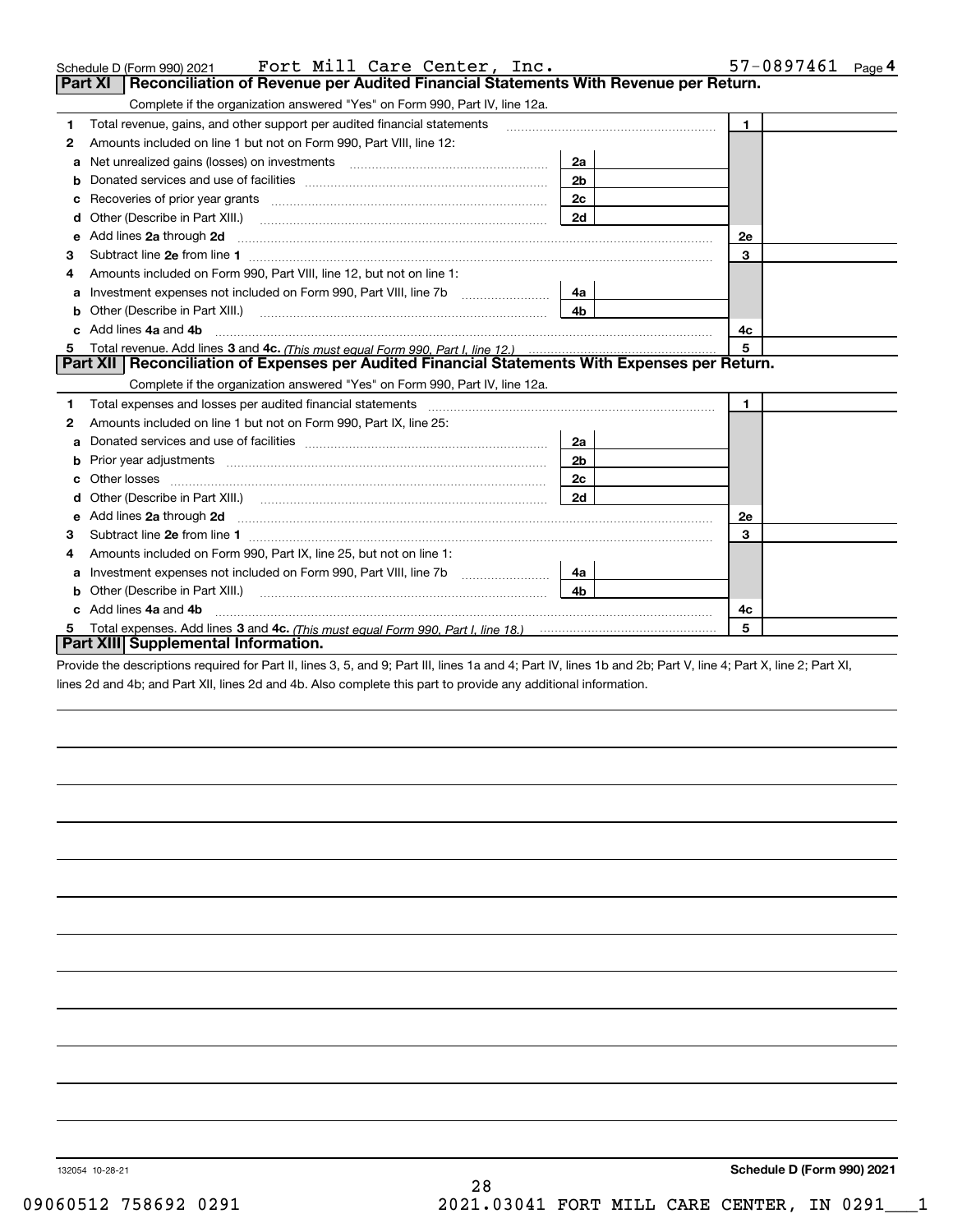Schedule D (Form 990) 2021 Fort Mill Care Center, Inc. 57-0897461 Page **4**

## Part XI Reconciliation of Revenue per Audited Financial Statements With Revenue per Return.

Complete if the organization answered "Yes" on Form 990, Part IV, line 12a.

| | | | | | |
|---|---|---|---|---|---|
| **1** | Total revenue, gains, and other support per audited financial statements | | | **1** | |
| **2** | Amounts included on line 1 but not on Form 990, Part VIII, line 12: | | | | |
| **a** | Net unrealized gains (losses) on investments | **2a** | | | |
| **b** | Donated services and use of facilities | **2b** | | | |
| **c** | Recoveries of prior year grants | **2c** | | | |
| **d** | Other (Describe in Part XIII.) | **2d** | | | |
| **e** | Add lines **2a** through **2d** | | | **2e** | |
| **3** | Subtract line **2e** from line **1** | | | **3** | |
| **4** | Amounts included on Form 990, Part VIII, line 12, but not on line 1: | | | | |
| **a** | Investment expenses not included on Form 990, Part VIII, line 7b | **4a** | | | |
| **b** | Other (Describe in Part XIII.) | **4b** | | | |
| **c** | Add lines **4a** and **4b** | | | **4c** | |
| **5** | Total revenue. Add lines **3** and **4c.** *(This must equal Form 990, Part I, line 12.)* | | | **5** | |

## Part XII Reconciliation of Expenses per Audited Financial Statements With Expenses per Return.

Complete if the organization answered "Yes" on Form 990, Part IV, line 12a.

| | | | | | |
|---|---|---|---|---|---|
| **1** | Total expenses and losses per audited financial statements | | | **1** | |
| **2** | Amounts included on line 1 but not on Form 990, Part IX, line 25: | | | | |
| **a** | Donated services and use of facilities | **2a** | | | |
| **b** | Prior year adjustments | **2b** | | | |
| **c** | Other losses | **2c** | | | |
| **d** | Other (Describe in Part XIII.) | **2d** | | | |
| **e** | Add lines **2a** through **2d** | | | **2e** | |
| **3** | Subtract line **2e** from line **1** | | | **3** | |
| **4** | Amounts included on Form 990, Part IX, line 25, but not on line 1: | | | | |
| **a** | Investment expenses not included on Form 990, Part VIII, line 7b | **4a** | | | |
| **b** | Other (Describe in Part XIII.) | **4b** | | | |
| **c** | Add lines **4a** and **4b** | | | **4c** | |
| **5** | Total expenses. Add lines **3** and **4c.** *(This must equal Form 990, Part I, line 18.)* | | | **5** | |

## Part XIII Supplemental Information.

Provide the descriptions required for Part II, lines 3, 5, and 9; Part III, lines 1a and 4; Part IV, lines 1b and 2b; Part V, line 4; Part X, line 2; Part XI, lines 2d and 4b; and Part XII, lines 2d and 4b. Also complete this part to provide any additional information.

132054 10-28-21 **Schedule D (Form 990) 2021**

09060512 758692 0291 2021.03041 FORT MILL CARE CENTER, IN 0291___1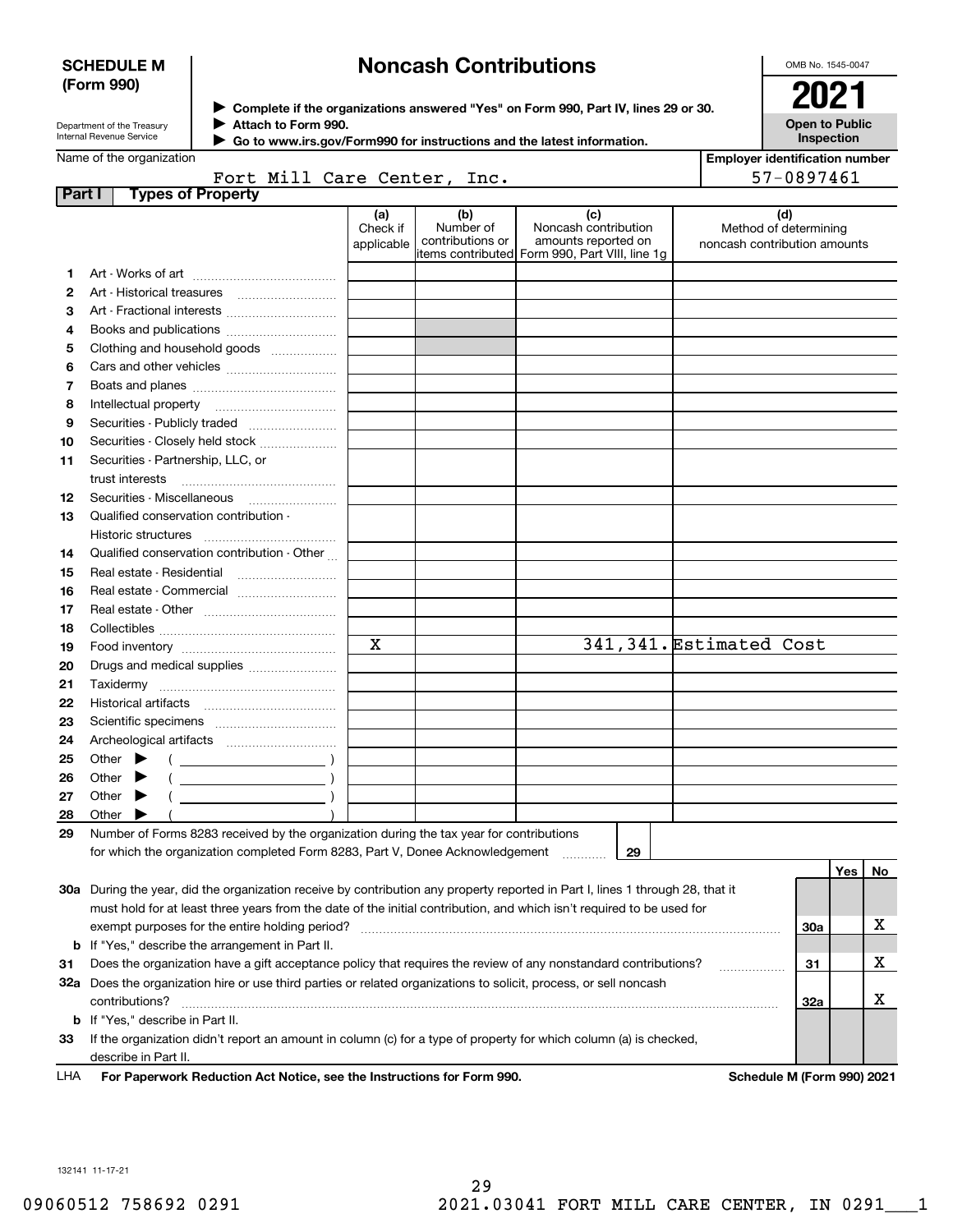**SCHEDULE M (Form 990)**

Department of the Treasury
Internal Revenue Service

# Noncash Contributions

▶ Complete if the organizations answered "Yes" on Form 990, Part IV, lines 29 or 30.
▶ Attach to Form 990.
▶ Go to www.irs.gov/Form990 for instructions and the latest information.

OMB No. 1545-0047

**2021**

**Open to Public Inspection**

Name of the organization: Fort Mill Care Center, Inc.

Employer identification number: 57-0897461

**Part I — Types of Property**

| | | (a) Check if applicable | (b) Number of contributions or items contributed | (c) Noncash contribution amounts reported on Form 990, Part VIII, line 1g | (d) Method of determining noncash contribution amounts |
|---|---|---|---|---|---|
| 1 | Art - Works of art | | | | |
| 2 | Art - Historical treasures | | | | |
| 3 | Art - Fractional interests | | | | |
| 4 | Books and publications | | | | |
| 5 | Clothing and household goods | | | | |
| 6 | Cars and other vehicles | | | | |
| 7 | Boats and planes | | | | |
| 8 | Intellectual property | | | | |
| 9 | Securities - Publicly traded | | | | |
| 10 | Securities - Closely held stock | | | | |
| 11 | Securities - Partnership, LLC, or trust interests | | | | |
| 12 | Securities - Miscellaneous | | | | |
| 13 | Qualified conservation contribution - Historic structures | | | | |
| 14 | Qualified conservation contribution - Other | | | | |
| 15 | Real estate - Residential | | | | |
| 16 | Real estate - Commercial | | | | |
| 17 | Real estate - Other | | | | |
| 18 | Collectibles | | | | |
| 19 | Food inventory | X | | 341,341. | Estimated Cost |
| 20 | Drugs and medical supplies | | | | |
| 21 | Taxidermy | | | | |
| 22 | Historical artifacts | | | | |
| 23 | Scientific specimens | | | | |
| 24 | Archeological artifacts | | | | |
| 25 | Other ▶ ( ) | | | | |
| 26 | Other ▶ ( ) | | | | |
| 27 | Other ▶ ( ) | | | | |
| 28 | Other ▶ ( ) | | | | |

29 Number of Forms 8283 received by the organization during the tax year for contributions for which the organization completed Form 8283, Part V, Donee Acknowledgement ..... 29

| | | | Yes | No |
|---|---|---|---|---|
| 30a | During the year, did the organization receive by contribution any property reported in Part I, lines 1 through 28, that it must hold for at least three years from the date of the initial contribution, and which isn't required to be used for exempt purposes for the entire holding period? | 30a | | X |
| b | If "Yes," describe the arrangement in Part II. | | | |
| 31 | Does the organization have a gift acceptance policy that requires the review of any nonstandard contributions? | 31 | | X |
| 32a | Does the organization hire or use third parties or related organizations to solicit, process, or sell noncash contributions? | 32a | | X |
| b | If "Yes," describe in Part II. | | | |
| 33 | If the organization didn't report an amount in column (c) for a type of property for which column (a) is checked, describe in Part II. | | | |

LHA **For Paperwork Reduction Act Notice, see the Instructions for Form 990.** **Schedule M (Form 990) 2021**

132141 11-17-21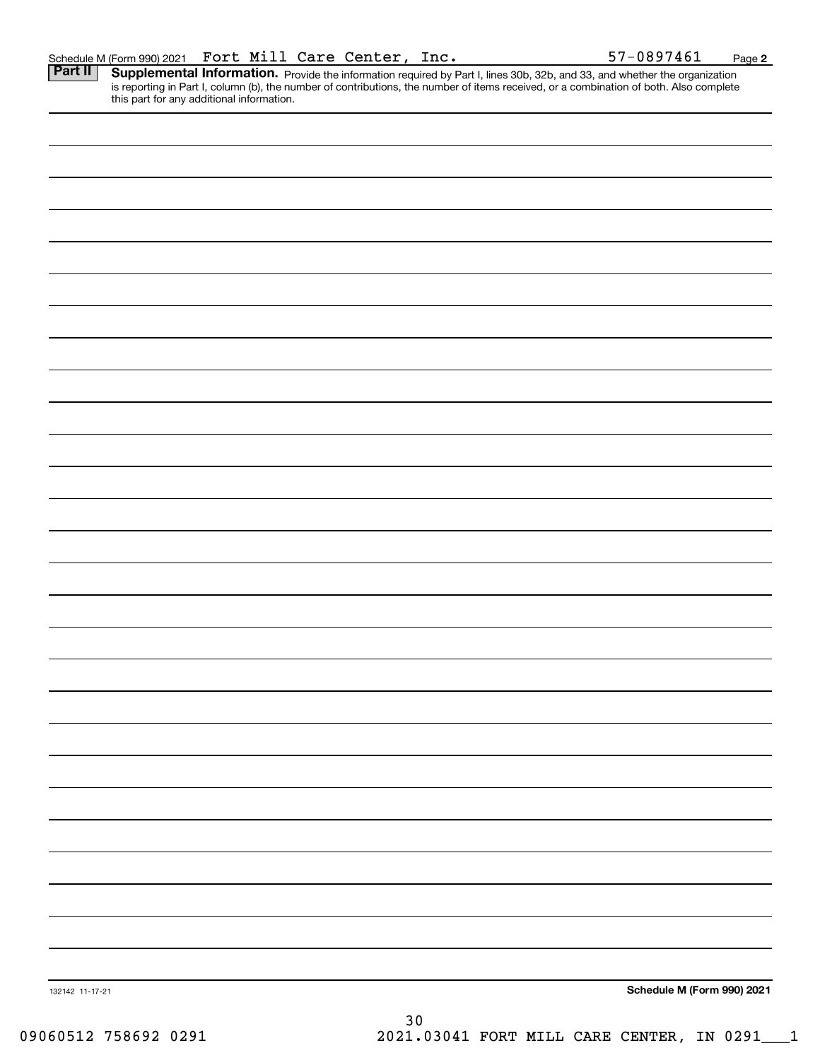Schedule M (Form 990) 2021 Fort Mill Care Center, Inc. 57-0897461 Page **2**

**Part II** **Supplemental Information.** Provide the information required by Part I, lines 30b, 32b, and 33, and whether the organization is reporting in Part I, column (b), the number of contributions, the number of items received, or a combination of both. Also complete this part for any additional information.

132142 11-17-21

**Schedule M (Form 990) 2021**

09060512 758692 0291 2021.03041 FORT MILL CARE CENTER, IN 0291___1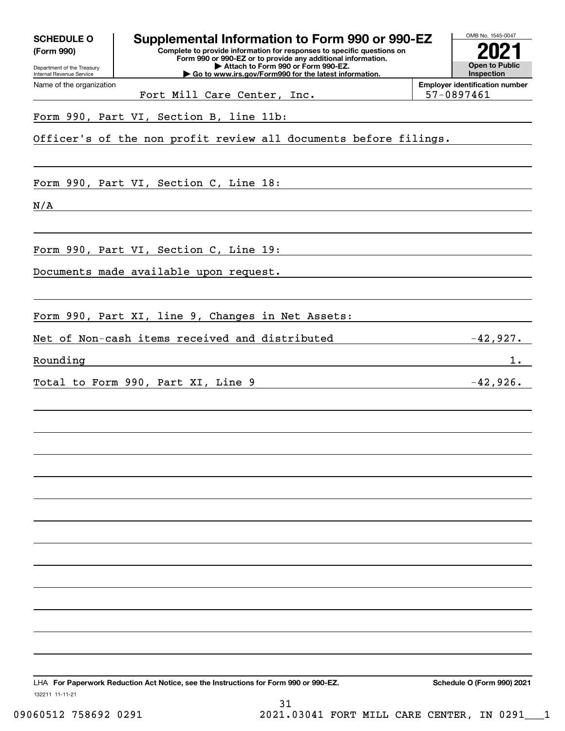**SCHEDULE O (Form 990)**

Department of the Treasury
Internal Revenue Service

# Supplemental Information to Form 990 or 990-EZ

**Complete to provide information for responses to specific questions on Form 990 or 990-EZ or to provide any additional information.**
**▶ Attach to Form 990 or Form 990-EZ.**
**▶ Go to www.irs.gov/Form990 for the latest information.**

OMB No. 1545-0047

**2021**

**Open to Public Inspection**

Name of the organization: Fort Mill Care Center, Inc.

**Employer identification number** 57-0897461

Form 990, Part VI, Section B, line 11b:

Officer's of the non profit review all documents before filings.

Form 990, Part VI, Section C, Line 18:

N/A

Form 990, Part VI, Section C, Line 19:

Documents made available upon request.

Form 990, Part XI, line 9, Changes in Net Assets:

| | |
|---|---|
| Net of Non-cash items received and distributed | -42,927. |
| Rounding | 1. |
| Total to Form 990, Part XI, Line 9 | -42,926. |

LHA **For Paperwork Reduction Act Notice, see the Instructions for Form 990 or 990-EZ.** **Schedule O (Form 990) 2021**

132211 11-11-21

09060512 758692 0291 2021.03041 FORT MILL CARE CENTER, IN 0291___1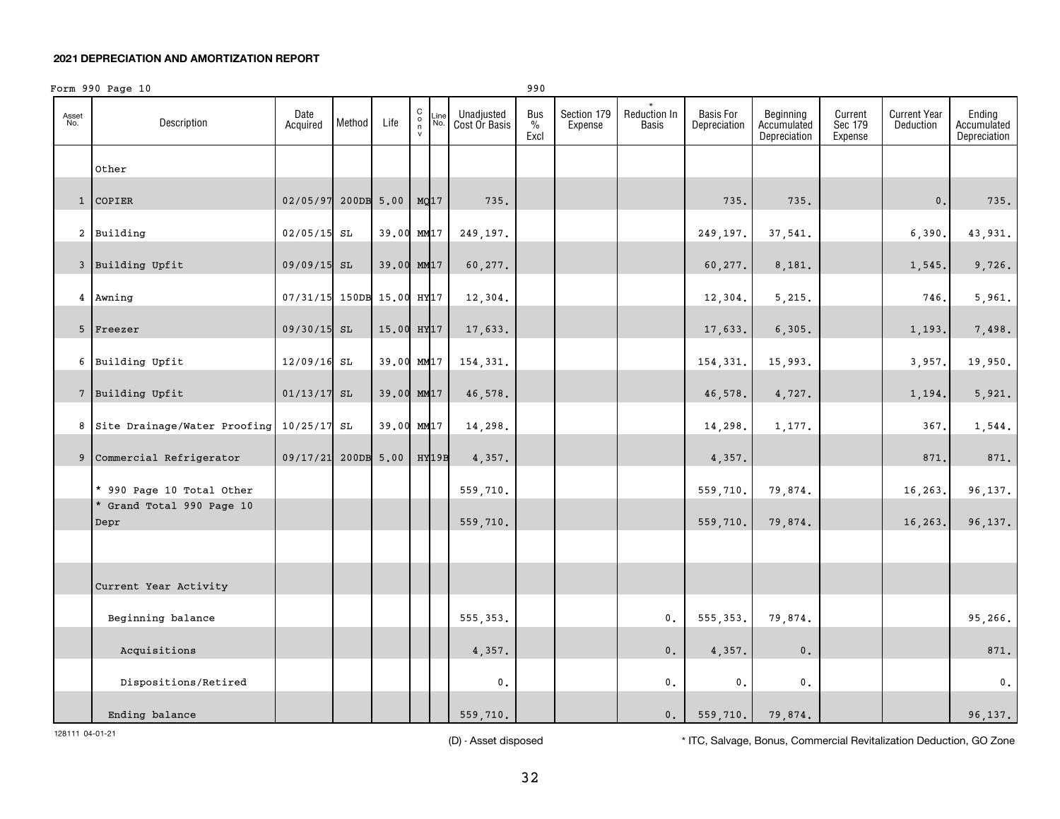**2021 DEPRECIATION AND AMORTIZATION REPORT**

Form 990 Page 10 990

| Asset No. | Description | Date Acquired | Method | Life | Conv | Line No. | Unadjusted Cost Or Basis | Bus % Excl | Section 179 Expense | * Reduction In Basis | Basis For Depreciation | Beginning Accumulated Depreciation | Current Sec 179 Expense | Current Year Deduction | Ending Accumulated Depreciation |
|---|---|---|---|---|---|---|---|---|---|---|---|---|---|---|---|
| | Other | | | | | | | | | | | | | | |
| 1 | COPIER | 02/05/97 | 200DB | 5.00 | MQ | 17 | 735. | | | | 735. | 735. | | 0. | 735. |
| 2 | Building | 02/05/15 | SL | 39.00 | MM | 17 | 249,197. | | | | 249,197. | 37,541. | | 6,390. | 43,931. |
| 3 | Building Upfit | 09/09/15 | SL | 39.00 | MM | 17 | 60,277. | | | | 60,277. | 8,181. | | 1,545. | 9,726. |
| 4 | Awning | 07/31/15 | 150DB | 15.00 | HY | 17 | 12,304. | | | | 12,304. | 5,215. | | 746. | 5,961. |
| 5 | Freezer | 09/30/15 | SL | 15.00 | HY | 17 | 17,633. | | | | 17,633. | 6,305. | | 1,193. | 7,498. |
| 6 | Building Upfit | 12/09/16 | SL | 39.00 | MM | 17 | 154,331. | | | | 154,331. | 15,993. | | 3,957. | 19,950. |
| 7 | Building Upfit | 01/13/17 | SL | 39.00 | MM | 17 | 46,578. | | | | 46,578. | 4,727. | | 1,194. | 5,921. |
| 8 | Site Drainage/Water Proofing | 10/25/17 | SL | 39.00 | MM | 17 | 14,298. | | | | 14,298. | 1,177. | | 367. | 1,544. |
| 9 | Commercial Refrigerator | 09/17/21 | 200DB | 5.00 | HY | 19B | 4,357. | | | | 4,357. | | | 871. | 871. |
| | * 990 Page 10 Total Other | | | | | | 559,710. | | | | 559,710. | 79,874. | | 16,263. | 96,137. |
| | * Grand Total 990 Page 10 Depr | | | | | | 559,710. | | | | 559,710. | 79,874. | | 16,263. | 96,137. |
| | | | | | | | | | | | | | | | |
| | Current Year Activity | | | | | | | | | | | | | | |
| | Beginning balance | | | | | | 555,353. | | | 0. | 555,353. | 79,874. | | | 95,266. |
| | Acquisitions | | | | | | 4,357. | | | 0. | 4,357. | 0. | | | 871. |
| | Dispositions/Retired | | | | | | 0. | | | 0. | 0. | 0. | | | 0. |
| | Ending balance | | | | | | 559,710. | | | 0. | 559,710. | 79,874. | | | 96,137. |

128111 04-01-21

(D) - Asset disposed

* ITC, Salvage, Bonus, Commercial Revitalization Deduction, GO Zone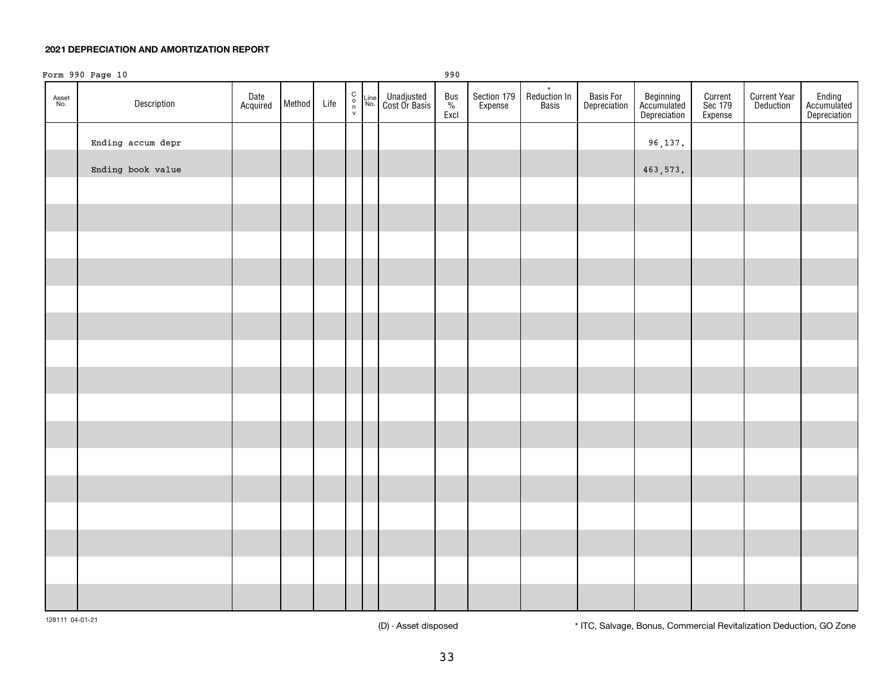**2021 DEPRECIATION AND AMORTIZATION REPORT**

Form 990 Page 10 990

| Asset No. | Description | Date Acquired | Method | Life | Conv | Line No. | Unadjusted Cost Or Basis | Bus % Excl | Section 179 Expense | * Reduction In Basis | Basis For Depreciation | Beginning Accumulated Depreciation | Current Sec 179 Expense | Current Year Deduction | Ending Accumulated Depreciation |
|---|---|---|---|---|---|---|---|---|---|---|---|---|---|---|---|
| | Ending accum depr | | | | | | | | | | | 96,137. | | | |
| | Ending book value | | | | | | | | | | | 463,573. | | | |

128111 04-01-21

(D) - Asset disposed

* ITC, Salvage, Bonus, Commercial Revitalization Deduction, GO Zone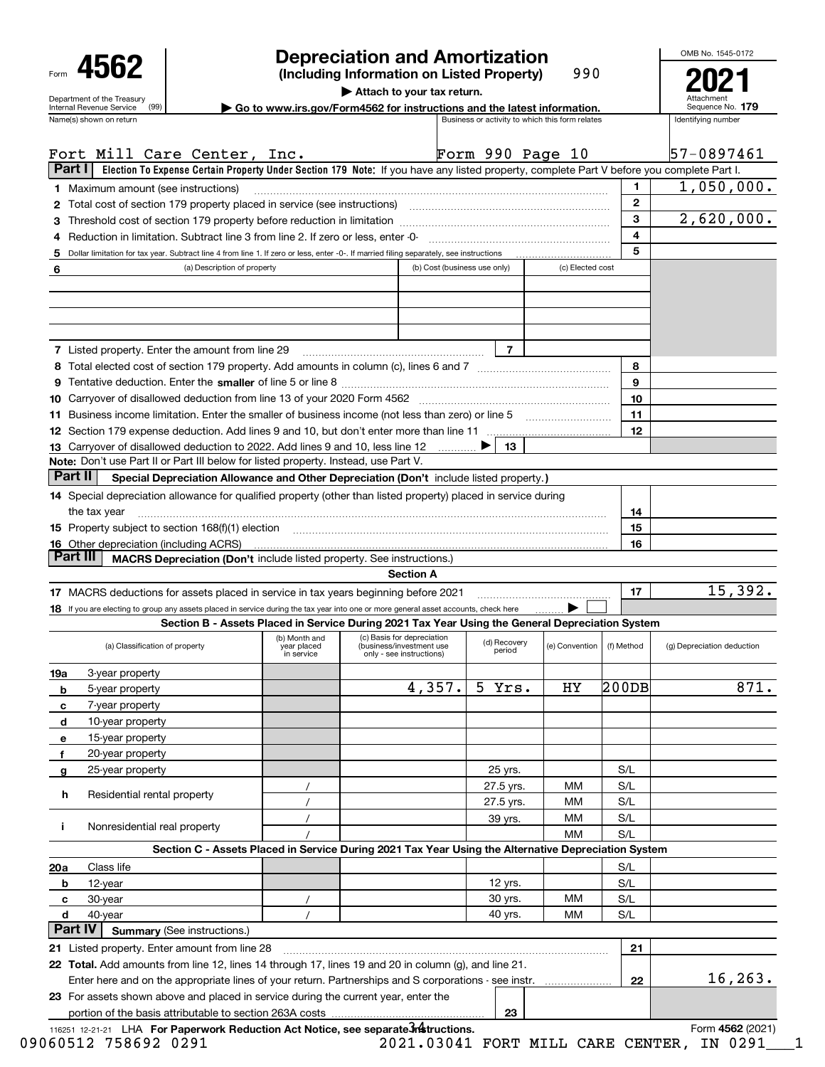# Form 4562 — Depreciation and Amortization (Including Information on Listed Property) 990

Department of the Treasury
Internal Revenue Service (99)

▶ Attach to your tax return.

▶ Go to www.irs.gov/Form4562 for instructions and the latest information.

OMB No. 1545-0172

**2021**

Attachment Sequence No. **179**

| Name(s) shown on return | Business or activity to which this form relates | Identifying number |
|---|---|---|
| Fort Mill Care Center, Inc. | Form 990 Page 10 | 57-0897461 |

## Part I — Election To Expense Certain Property Under Section 179 

**Note:** If you have any listed property, complete Part V before you complete Part I.

| Line | Description | No. | Amount |
|---|---|---|---|
| 1 | Maximum amount (see instructions) | 1 | 1,050,000. |
| 2 | Total cost of section 179 property placed in service (see instructions) | 2 | |
| 3 | Threshold cost of section 179 property before reduction in limitation | 3 | 2,620,000. |
| 4 | Reduction in limitation. Subtract line 3 from line 2. If zero or less, enter -0- | 4 | |
| 5 | Dollar limitation for tax year. Subtract line 4 from line 1. If zero or less, enter -0-. If married filing separately, see instructions | 5 | |

| 6 (a) Description of property | (b) Cost (business use only) | (c) Elected cost |
|---|---|---|
| | | |
| | | |
| | | |

| Line | Description | No. | Amount |
|---|---|---|---|
| 7 | Listed property. Enter the amount from line 29 | 7 | |
| 8 | Total elected cost of section 179 property. Add amounts in column (c), lines 6 and 7 | 8 | |
| 9 | Tentative deduction. Enter the **smaller** of line 5 or line 8 | 9 | |
| 10 | Carryover of disallowed deduction from line 13 of your 2020 Form 4562 | 10 | |
| 11 | Business income limitation. Enter the smaller of business income (not less than zero) or line 5 | 11 | |
| 12 | Section 179 expense deduction. Add lines 9 and 10, but don't enter more than line 11 | 12 | |
| 13 | Carryover of disallowed deduction to 2022. Add lines 9 and 10, less line 12 ▶ | 13 | |

**Note:** Don't use Part II or Part III below for listed property. Instead, use Part V.

## Part II — Special Depreciation Allowance and Other Depreciation (Don't include listed property.)

| Line | Description | No. | Amount |
|---|---|---|---|
| 14 | Special depreciation allowance for qualified property (other than listed property) placed in service during the tax year | 14 | |
| 15 | Property subject to section 168(f)(1) election | 15 | |
| 16 | Other depreciation (including ACRS) | 16 | |

## Part III — MACRS Depreciation (Don't include listed property. See instructions.)

### Section A

| Line | Description | No. | Amount |
|---|---|---|---|
| 17 | MACRS deductions for assets placed in service in tax years beginning before 2021 | 17 | 15,392. |
| 18 | If you are electing to group any assets placed in service during the tax year into one or more general asset accounts, check here ▶ ☐ | | |

### Section B - Assets Placed in Service During 2021 Tax Year Using the General Depreciation System

| (a) Classification of property | (b) Month and year placed in service | (c) Basis for depreciation (business/investment use only - see instructions) | (d) Recovery period | (e) Convention | (f) Method | (g) Depreciation deduction |
|---|---|---|---|---|---|---|
| 19a 3-year property | | | | | | |
| b 5-year property | | 4,357. | 5 Yrs. | HY | 200DB | 871. |
| c 7-year property | | | | | | |
| d 10-year property | | | | | | |
| e 15-year property | | | | | | |
| f 20-year property | | | | | | |
| g 25-year property | | | 25 yrs. | | S/L | |
| h Residential rental property | / | | 27.5 yrs. | MM | S/L | |
| | / | | 27.5 yrs. | MM | S/L | |
| i Nonresidential real property | / | | 39 yrs. | MM | S/L | |
| | / | | | MM | S/L | |

### Section C - Assets Placed in Service During 2021 Tax Year Using the Alternative Depreciation System

| (a) Classification of property | (b) Month and year placed in service | (c) Basis for depreciation | (d) Recovery period | (e) Convention | (f) Method | (g) Depreciation deduction |
|---|---|---|---|---|---|---|
| 20a Class life | | | | | S/L | |
| b 12-year | | | 12 yrs. | | S/L | |
| c 30-year | / | | 30 yrs. | MM | S/L | |
| d 40-year | / | | 40 yrs. | MM | S/L | |

## Part IV — Summary (See instructions.)

| Line | Description | No. | Amount |
|---|---|---|---|
| 21 | Listed property. Enter amount from line 28 | 21 | |
| 22 | **Total.** Add amounts from line 12, lines 14 through 17, lines 19 and 20 in column (g), and line 21. Enter here and on the appropriate lines of your return. Partnerships and S corporations - see instr. | 22 | 16,263. |
| 23 | For assets shown above and placed in service during the current year, enter the portion of the basis attributable to section 263A costs | 23 | |

116251 12-21-21 LHA **For Paperwork Reduction Act Notice, see separate instructions.** Form **4562** (2021)

09060512 758692 0291 2021.03041 FORT MILL CARE CENTER, IN 0291___1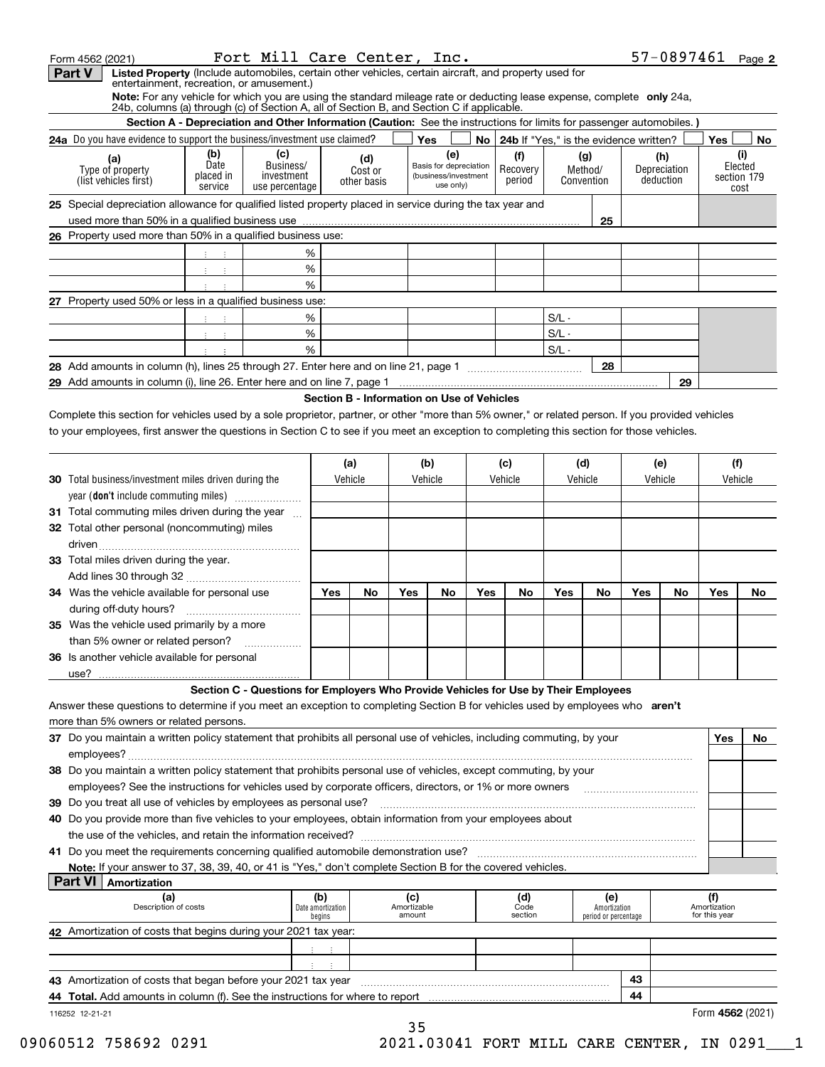Form 4562 (2021) Fort Mill Care Center, Inc. 57-0897461 Page **2**

**Part V** **Listed Property** (Include automobiles, certain other vehicles, certain aircraft, and property used for entertainment, recreation, or amusement.)

**Note:** For any vehicle for which you are using the standard mileage rate or deducting lease expense, complete **only** 24a, 24b, columns (a) through (c) of Section A, all of Section B, and Section C if applicable.

**Section A - Depreciation and Other Information (Caution:** See the instructions for limits for passenger automobiles.**)**

**24a** Do you have evidence to support the business/investment use claimed? Yes No **24b** If "Yes," is the evidence written? Yes No

| (a) Type of property (list vehicles first) | (b) Date placed in service | (c) Business/ investment use percentage | (d) Cost or other basis | (e) Basis for depreciation (business/investment use only) | (f) Recovery period | (g) Method/ Convention | (h) Depreciation deduction | (i) Elected section 179 cost |
|---|---|---|---|---|---|---|---|---|
| **25** Special depreciation allowance for qualified listed property placed in service during the tax year and used more than 50% in a qualified business use | | | | | | 25 | | |
| **26** Property used more than 50% in a qualified business use: | | | | | | | | |
| | | % | | | | | | |
| | | % | | | | | | |
| | | % | | | | | | |
| **27** Property used 50% or less in a qualified business use: | | | | | | | | |
| | | % | | | | S/L - | | |
| | | % | | | | S/L - | | |
| | | % | | | | S/L - | | |
| **28** Add amounts in column (h), lines 25 through 27. Enter here and on line 21, page 1 | | | | | | 28 | | |
| **29** Add amounts in column (i), line 26. Enter here and on line 7, page 1 | | | | | | | 29 | |

**Section B - Information on Use of Vehicles**

Complete this section for vehicles used by a sole proprietor, partner, or other "more than 5% owner," or related person. If you provided vehicles to your employees, first answer the questions in Section C to see if you meet an exception to completing this section for those vehicles.

| | (a) Vehicle | | (b) Vehicle | | (c) Vehicle | | (d) Vehicle | | (e) Vehicle | | (f) Vehicle | |
|---|---|---|---|---|---|---|---|---|---|---|---|---|
| **30** Total business/investment miles driven during the year (**don't** include commuting miles) | | | | | | | | | | | | |
| **31** Total commuting miles driven during the year | | | | | | | | | | | | |
| **32** Total other personal (noncommuting) miles driven | | | | | | | | | | | | |
| **33** Total miles driven during the year. Add lines 30 through 32 | | | | | | | | | | | | |
| | Yes | No | Yes | No | Yes | No | Yes | No | Yes | No | Yes | No |
| **34** Was the vehicle available for personal use during off-duty hours? | | | | | | | | | | | | |
| **35** Was the vehicle used primarily by a more than 5% owner or related person? | | | | | | | | | | | | |
| **36** Is another vehicle available for personal use? | | | | | | | | | | | | |

**Section C - Questions for Employers Who Provide Vehicles for Use by Their Employees**

Answer these questions to determine if you meet an exception to completing Section B for vehicles used by employees who **aren't** more than 5% owners or related persons.

| | Yes | No |
|---|---|---|
| **37** Do you maintain a written policy statement that prohibits all personal use of vehicles, including commuting, by your employees? | | |
| **38** Do you maintain a written policy statement that prohibits personal use of vehicles, except commuting, by your employees? See the instructions for vehicles used by corporate officers, directors, or 1% or more owners | | |
| **39** Do you treat all use of vehicles by employees as personal use? | | |
| **40** Do you provide more than five vehicles to your employees, obtain information from your employees about the use of the vehicles, and retain the information received? | | |
| **41** Do you meet the requirements concerning qualified automobile demonstration use? | | |

**Note:** If your answer to 37, 38, 39, 40, or 41 is "Yes," don't complete Section B for the covered vehicles.

**Part VI** **Amortization**

| (a) Description of costs | (b) Date amortization begins | (c) Amortizable amount | (d) Code section | (e) Amortization period or percentage | (f) Amortization for this year |
|---|---|---|---|---|---|
| **42** Amortization of costs that begins during your 2021 tax year: | | | | | |
| | | | | | |
| | | | | | |
| **43** Amortization of costs that began before your 2021 tax year | | | | 43 | |
| **44** **Total.** Add amounts in column (f). See the instructions for where to report | | | | 44 | |

116252 12-21-21 Form **4562** (2021)

09060512 758692 0291 2021.03041 FORT MILL CARE CENTER, IN 0291___1